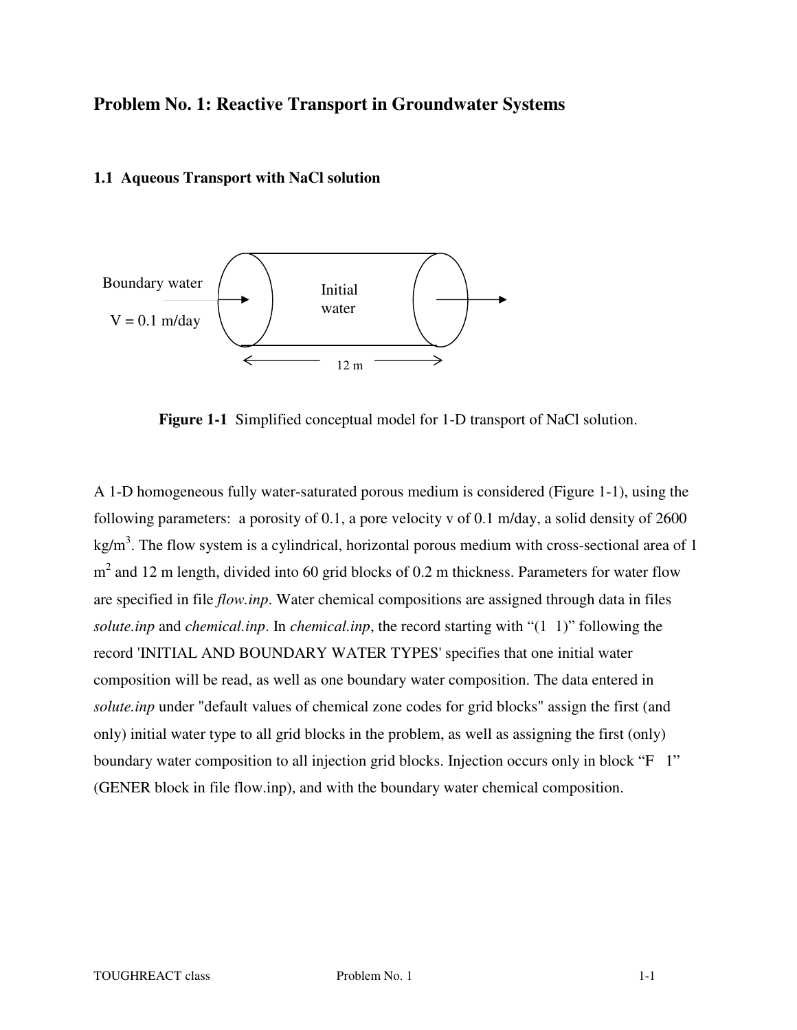## Problem No. 1: Reactive Transport in Groundwater Systems

### 1.1 Aqueous Transport with NaCl solution

Boundary water

V = 0.1 m/day

Initial water

12 m

**Figure 1-1** Simplified conceptual model for 1-D transport of NaCl solution.

A 1-D homogeneous fully water-saturated porous medium is considered (Figure 1-1), using the following parameters: a porosity of 0.1, a pore velocity v of 0.1 m/day, a solid density of 2600 kg/m$^3$. The flow system is a cylindrical, horizontal porous medium with cross-sectional area of 1 m$^2$ and 12 m length, divided into 60 grid blocks of 0.2 m thickness. Parameters for water flow are specified in file *flow.inp*. Water chemical compositions are assigned through data in files *solute.inp* and *chemical.inp*. In *chemical.inp*, the record starting with "(1 1)" following the record 'INITIAL AND BOUNDARY WATER TYPES' specifies that one initial water composition will be read, as well as one boundary water composition. The data entered in *solute.inp* under "default values of chemical zone codes for grid blocks" assign the first (and only) initial water type to all grid blocks in the problem, as well as assigning the first (only) boundary water composition to all injection grid blocks. Injection occurs only in block "F 1" (GENER block in file flow.inp), and with the boundary water chemical composition.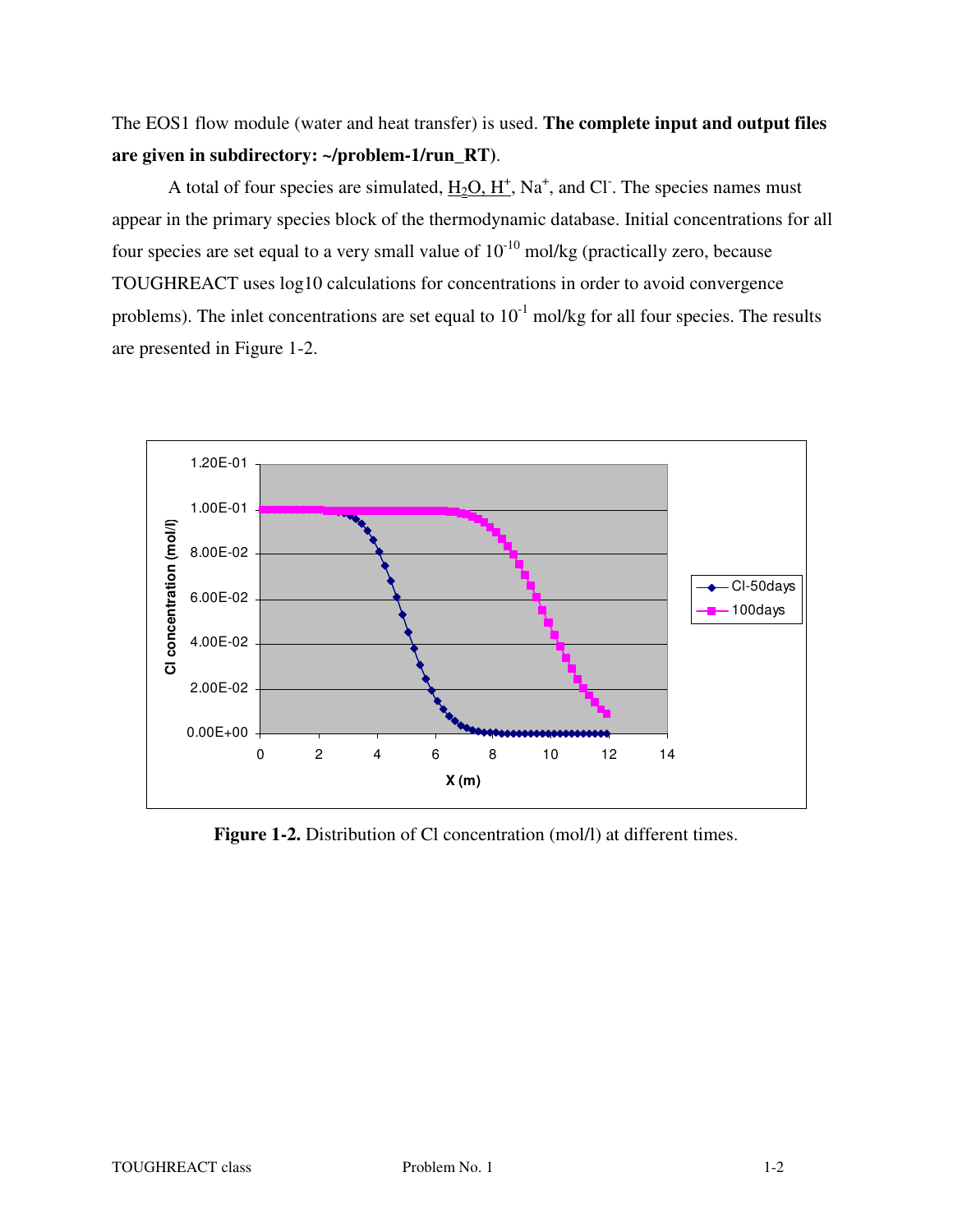The EOS1 flow module (water and heat transfer) is used. **The complete input and output files are given in subdirectory: ~/problem-1/run_RT)**.

A total of four species are simulated, $H_2O$, $H^+$, $Na^+$, and $Cl^-$. The species names must appear in the primary species block of the thermodynamic database. Initial concentrations for all four species are set equal to a very small value of $10^{-10}$ mol/kg (practically zero, because TOUGHREACT uses log10 calculations for concentrations in order to avoid convergence problems). The inlet concentrations are set equal to $10^{-1}$ mol/kg for all four species. The results are presented in Figure 1-2.

**Figure 1-2.** Distribution of Cl concentration (mol/l) at different times.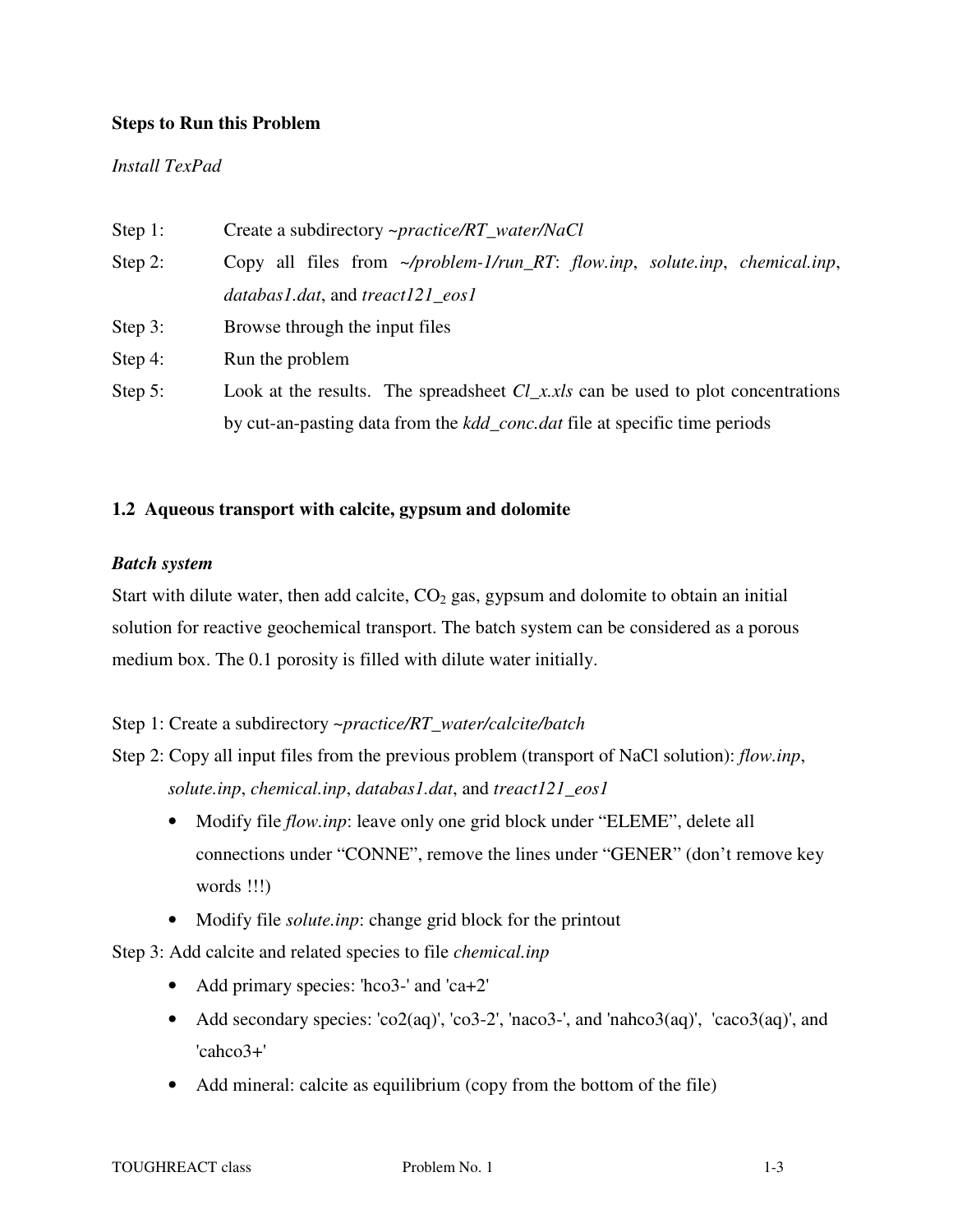**Steps to Run this Problem**

*Install TexPad*

Step 1: Create a subdirectory ~*practice/RT_water/NaCl*

Step 2: Copy all files from *~/problem-1/run_RT*: *flow.inp*, *solute.inp*, *chemical.inp*, *databas1.dat*, and *treact121_eos1*

Step 3: Browse through the input files

Step 4: Run the problem

Step 5: Look at the results. The spreadsheet *Cl_x.xls* can be used to plot concentrations by cut-an-pasting data from the *kdd_conc.dat* file at specific time periods

## 1.2 Aqueous transport with calcite, gypsum and dolomite

***Batch system***

Start with dilute water, then add calcite, $CO_2$ gas, gypsum and dolomite to obtain an initial solution for reactive geochemical transport. The batch system can be considered as a porous medium box. The 0.1 porosity is filled with dilute water initially.

Step 1: Create a subdirectory ~*practice/RT_water/calcite/batch*

Step 2: Copy all input files from the previous problem (transport of NaCl solution): *flow.inp*, *solute.inp*, *chemical.inp*, *databas1.dat*, and *treact121_eos1*

- Modify file *flow.inp*: leave only one grid block under "ELEME", delete all connections under "CONNE", remove the lines under "GENER" (don't remove key words !!!)
- Modify file *solute.inp*: change grid block for the printout

Step 3: Add calcite and related species to file *chemical.inp*

- Add primary species: 'hco3-' and 'ca+2'
- Add secondary species: 'co2(aq)', 'co3-2', 'naco3-', and 'nahco3(aq)', 'caco3(aq)', and 'cahco3+'
- Add mineral: calcite as equilibrium (copy from the bottom of the file)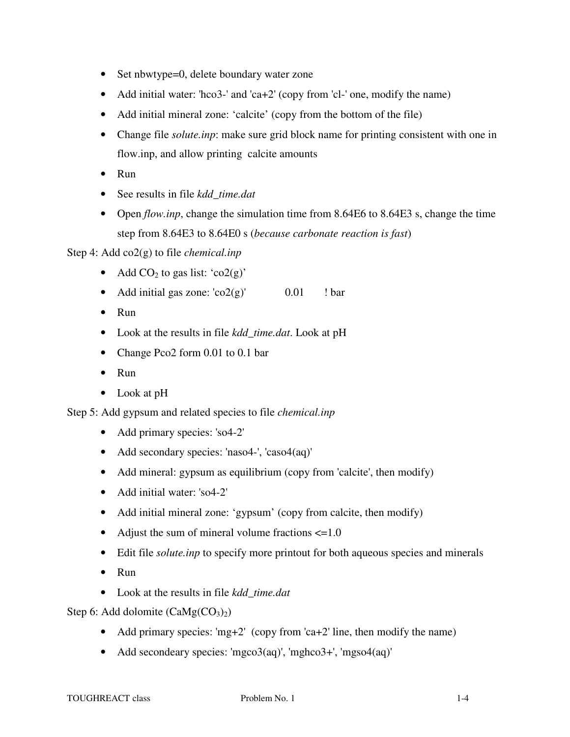- Set nbwtype=0, delete boundary water zone
- Add initial water: 'hco3-' and 'ca+2' (copy from 'cl-' one, modify the name)
- Add initial mineral zone: ‘calcite’ (copy from the bottom of the file)
- Change file *solute.inp*: make sure grid block name for printing consistent with one in flow.inp, and allow printing calcite amounts
- Run
- See results in file *kdd_time.dat*
- Open *flow.inp*, change the simulation time from 8.64E6 to 8.64E3 s, change the time step from 8.64E3 to 8.64E0 s (*because carbonate reaction is fast*)

Step 4: Add co2(g) to file *chemical.inp*

- Add $CO_2$ to gas list: ‘co2(g)’
- Add initial gas zone: 'co2(g)' 0.01 ! bar
- Run
- Look at the results in file *kdd_time.dat*. Look at pH
- Change Pco2 form 0.01 to 0.1 bar
- Run
- Look at pH

Step 5: Add gypsum and related species to file *chemical.inp*

- Add primary species: 'so4-2'
- Add secondary species: 'naso4-', 'caso4(aq)'
- Add mineral: gypsum as equilibrium (copy from 'calcite', then modify)
- Add initial water: 'so4-2'
- Add initial mineral zone: ‘gypsum’ (copy from calcite, then modify)
- Adjust the sum of mineral volume fractions <=1.0
- Edit file *solute.inp* to specify more printout for both aqueous species and minerals
- Run
- Look at the results in file *kdd_time.dat*

Step 6: Add dolomite ($CaMg(CO_3)_2$)

- Add primary species: 'mg+2' (copy from 'ca+2' line, then modify the name)
- Add secondeary species: 'mgco3(aq)', 'mghco3+', 'mgso4(aq)'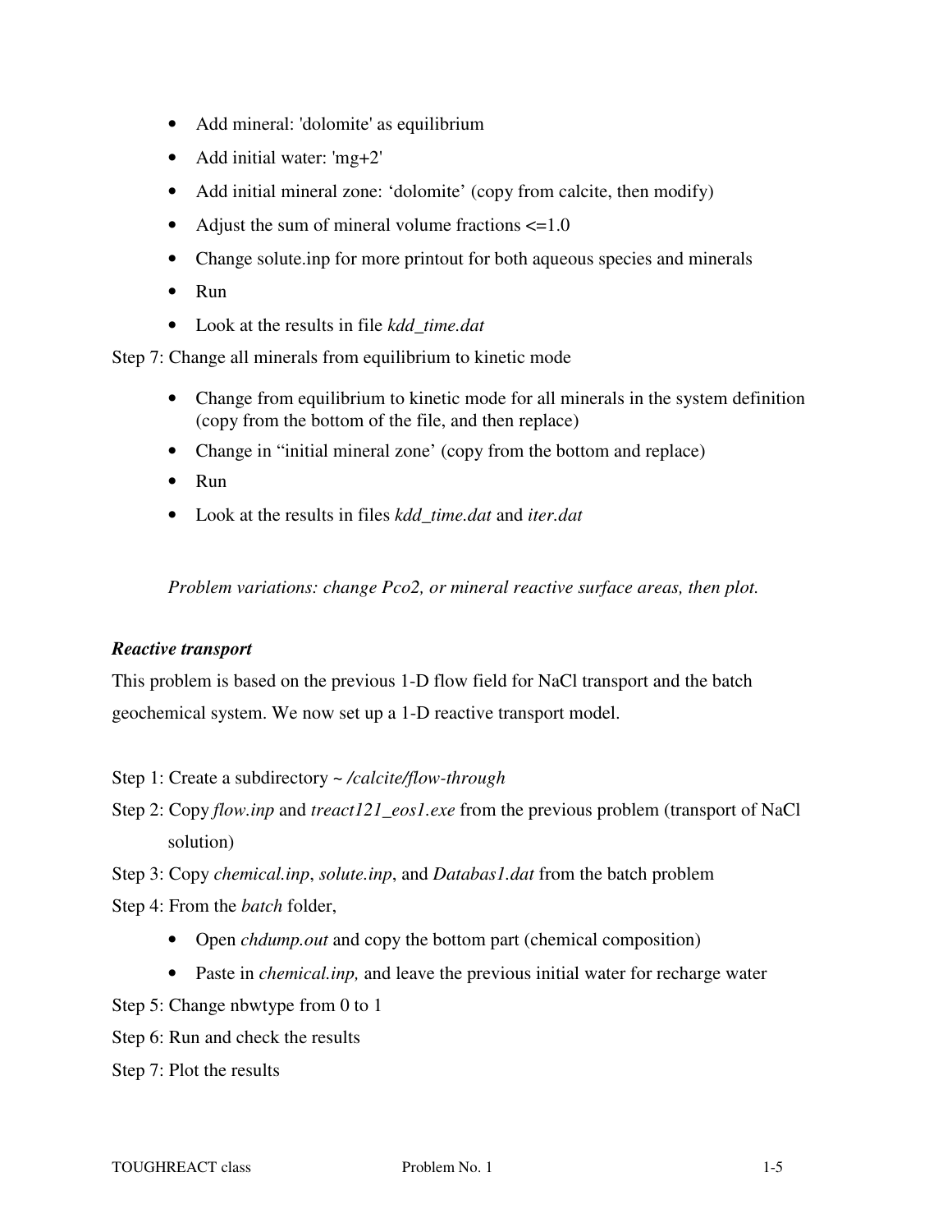- Add mineral: 'dolomite' as equilibrium
- Add initial water: 'mg+2'
- Add initial mineral zone: 'dolomite' (copy from calcite, then modify)
- Adjust the sum of mineral volume fractions <=1.0
- Change solute.inp for more printout for both aqueous species and minerals
- Run
- Look at the results in file *kdd_time.dat*

Step 7: Change all minerals from equilibrium to kinetic mode

- Change from equilibrium to kinetic mode for all minerals in the system definition (copy from the bottom of the file, and then replace)
- Change in "initial mineral zone' (copy from the bottom and replace)
- Run
- Look at the results in files *kdd_time.dat* and *iter.dat*

*Problem variations: change Pco2, or mineral reactive surface areas, then plot.*

***Reactive transport***

This problem is based on the previous 1-D flow field for NaCl transport and the batch geochemical system. We now set up a 1-D reactive transport model.

Step 1: Create a subdirectory ~ */calcite/flow-through*

Step 2: Copy *flow.inp* and *treact121_eos1.exe* from the previous problem (transport of NaCl solution)

Step 3: Copy *chemical.inp*, *solute.inp*, and *Databas1.dat* from the batch problem

Step 4: From the *batch* folder,

- Open *chdump.out* and copy the bottom part (chemical composition)
- Paste in *chemical.inp,* and leave the previous initial water for recharge water

Step 5: Change nbwtype from 0 to 1

Step 6: Run and check the results

Step 7: Plot the results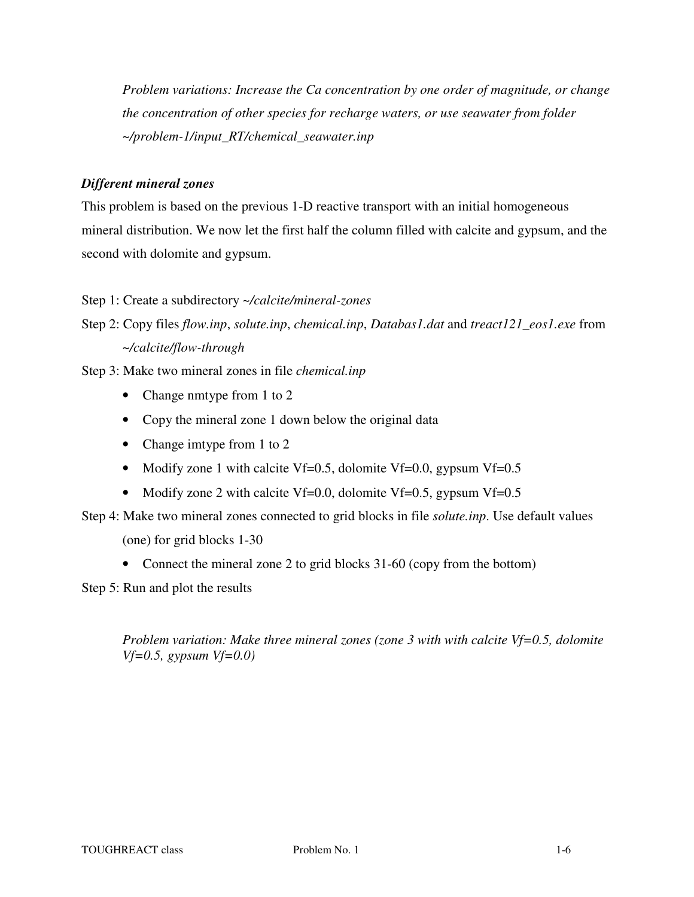*Problem variations: Increase the Ca concentration by one order of magnitude, or change the concentration of other species for recharge waters, or use seawater from folder ~/problem-1/input_RT/chemical_seawater.inp*

### *Different mineral zones*

This problem is based on the previous 1-D reactive transport with an initial homogeneous mineral distribution. We now let the first half the column filled with calcite and gypsum, and the second with dolomite and gypsum.

Step 1: Create a subdirectory *~/calcite/mineral-zones*

Step 2: Copy files *flow.inp*, *solute.inp*, *chemical.inp*, *Databas1.dat* and *treact121_eos1.exe* from *~/calcite/flow-through*

Step 3: Make two mineral zones in file *chemical.inp*

- Change nmtype from 1 to 2
- Copy the mineral zone 1 down below the original data
- Change imtype from 1 to 2
- Modify zone 1 with calcite Vf=0.5, dolomite Vf=0.0, gypsum Vf=0.5
- Modify zone 2 with calcite Vf=0.0, dolomite Vf=0.5, gypsum Vf=0.5

Step 4: Make two mineral zones connected to grid blocks in file *solute.inp*. Use default values (one) for grid blocks 1-30

- Connect the mineral zone 2 to grid blocks 31-60 (copy from the bottom)

Step 5: Run and plot the results

*Problem variation: Make three mineral zones (zone 3 with with calcite Vf=0.5, dolomite Vf=0.5, gypsum Vf=0.0)*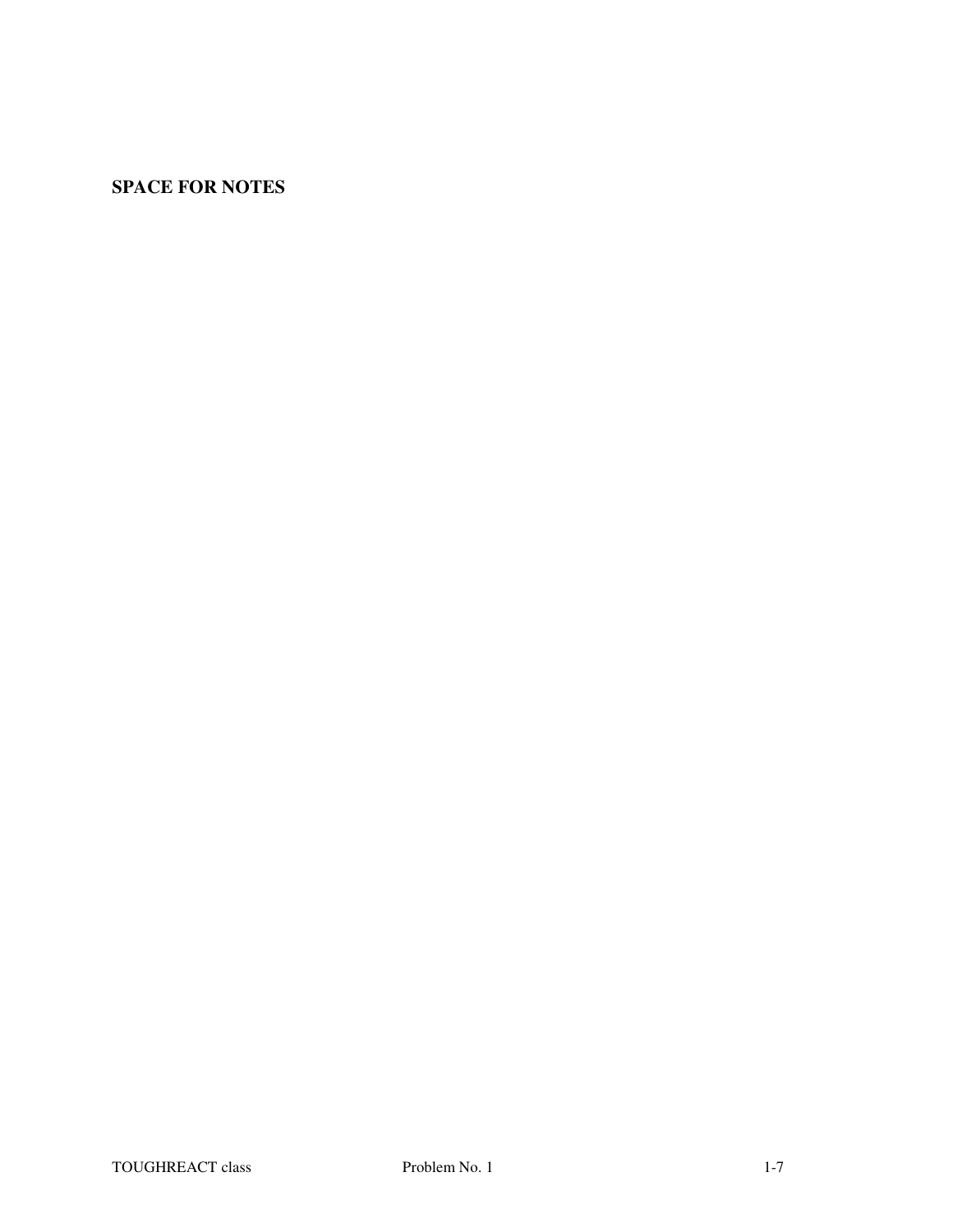**SPACE FOR NOTES**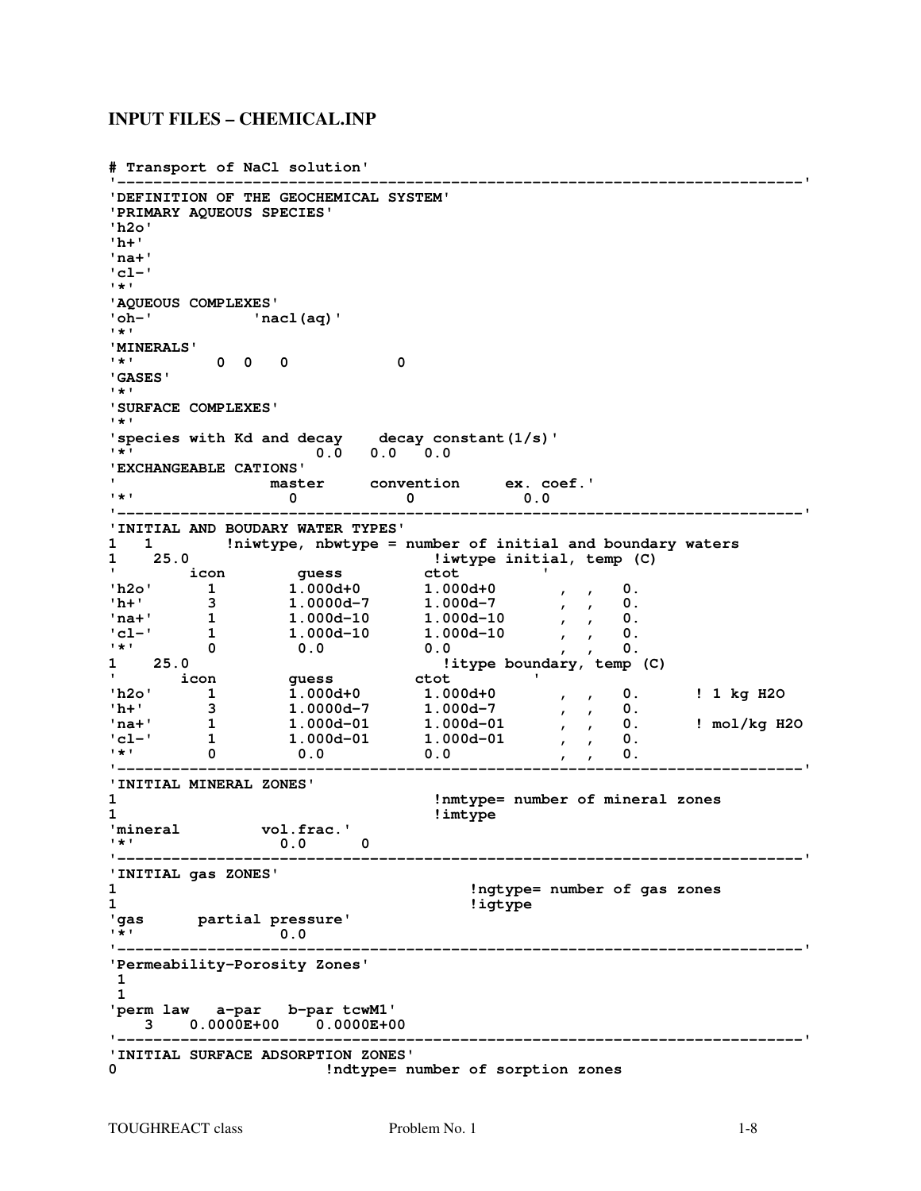## INPUT FILES – CHEMICAL.INP

```
# Transport of NaCl solution'
'---------------------------------------------------------------------------'
'DEFINITION OF THE GEOCHEMICAL SYSTEM'
'PRIMARY AQUEOUS SPECIES'
'h2o'
'h+'
'na+'
'cl-'
'*'
'AQUEOUS COMPLEXES'
'oh-'          'nacl(aq)'
'*'
'MINERALS'
'*'       0  0   0           0
'GASES'
'*'
'SURFACE COMPLEXES'
'*'
'species with Kd and decay    decay constant(1/s)'
'*'                   0.0   0.0   0.0
'EXCHANGEABLE CATIONS'
'              master     convention     ex. coef.'
'*'              0           0           0.0
'---------------------------------------------------------------------------'
'INITIAL AND BOUDARY WATER TYPES'
1   1        !niwtype, nbwtype = number of initial and boundary waters
1    25.0                          !iwtype initial, temp (C)
'        icon        guess         ctot          '
'h2o'      1        1.000d+0       1.000d+0       , ,   0.
'h+'       3        1.0000d-7      1.000d-7       , ,   0.
'na+'      1        1.000d-10      1.000d-10      , ,   0.
'cl-'      1        1.000d-10      1.000d-10      , ,   0.
'*'        0         0.0           0.0            , ,   0.
1    25.0                          !itype boundary, temp (C)
'       icon        guess         ctot          '
'h2o'      1        1.000d+0       1.000d+0       , ,   0.      ! 1 kg H2O
'h+'       3        1.0000d-7      1.000d-7       , ,   0.
'na+'      1        1.000d-01      1.000d-01      , ,   0.      ! mol/kg H2O
'cl-'      1        1.000d-01      1.000d-01      , ,   0.
'*'        0         0.0           0.0            , ,   0.
'---------------------------------------------------------------------------'
'INITIAL MINERAL ZONES'
1                                  !nmtype= number of mineral zones
1                                  !imtype
'mineral         vol.frac.'
'*'               0.0      0
'---------------------------------------------------------------------------'
'INITIAL gas ZONES'
1                                     !ngtype= number of gas zones
1                                     !igtype
'gas      partial pressure'
'*'               0.0
'---------------------------------------------------------------------------'
'Permeability-Porosity Zones'
 1
 1
'perm law   a-par   b-par tcwM1'
    3    0.0000E+00    0.0000E+00
'---------------------------------------------------------------------------'
'INITIAL SURFACE ADSORPTION ZONES'
0                       !ndtype= number of sorption zones
```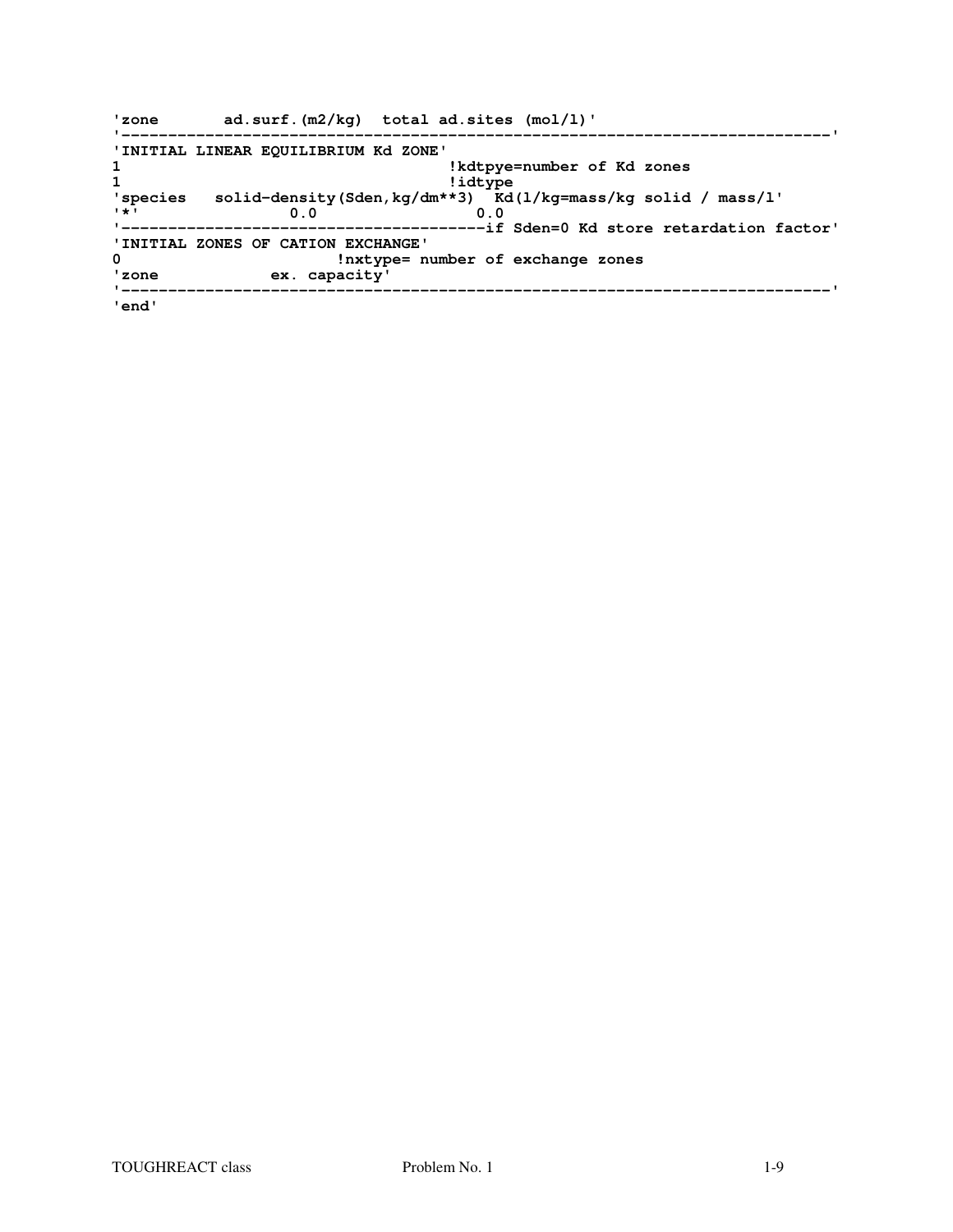```
'zone       ad.surf.(m2/kg)  total ad.sites (mol/l)'
'----------------------------------------------------------------------------'
'INITIAL LINEAR EQUILIBRIUM Kd ZONE'
1                               !kdtpye=number of Kd zones
1                               !idtype
'species   solid-density(Sden,kg/dm**3)  Kd(l/kg=mass/kg solid / mass/l'
'*'             0.0                  0.0
'--------------------------------------if Sden=0 Kd store retardation factor'
'INITIAL ZONES OF CATION EXCHANGE'
0                       !nxtype= number of exchange zones
'zone            ex. capacity'
'----------------------------------------------------------------------------'
'end'
```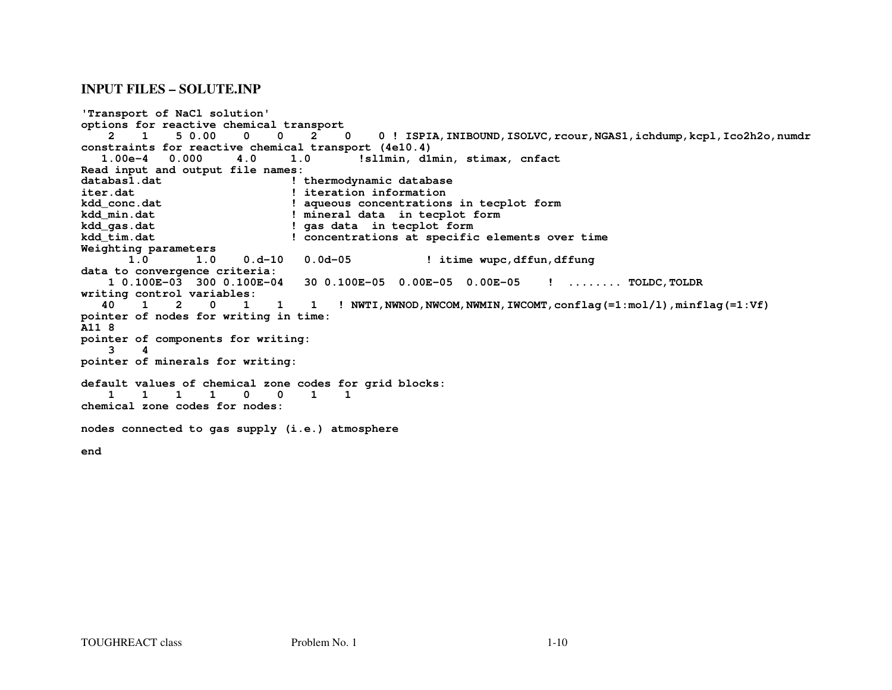### INPUT FILES – SOLUTE.INP

```
'Transport of NaCl solution'
options for reactive chemical transport
    2    1    5 0.00    0    0    2    0    0 ! ISPIA,INIBOUND,ISOLVC,rcour,NGAS1,ichdump,kcpl,Ico2h2o,numdr
constraints for reactive chemical transport (4e10.4)
   1.00e-4   0.000     4.0     1.0       !sl1min, d1min, stimax, cnfact
Read input and output file names:
databas1.dat                    ! thermodynamic database
iter.dat                        ! iteration information
kdd_conc.dat                    ! aqueous concentrations in tecplot form
kdd_min.dat                     ! mineral data  in tecplot form
kdd_gas.dat                     ! gas data  in tecplot form
kdd_tim.dat                     ! concentrations at specific elements over time
Weighting parameters
       1.0       1.0    0.d-10   0.0d-05           ! itime wupc,dffun,dffung
data to convergence criteria:
    1 0.100E-03  300 0.100E-04   30 0.100E-05  0.00E-05  0.00E-05    !  ........ TOLDC,TOLDR
writing control variables:
   40    1    2    0    1    1    1   ! NWTI,NWNOD,NWCOM,NWMIN,IWCOMT,conflag(=1:mol/l),minflag(=1:Vf)
pointer of nodes for writing in time:
A11 8
pointer of components for writing:
    3    4
pointer of minerals for writing:

default values of chemical zone codes for grid blocks:
    1    1    1    1    0    0    1    1
chemical zone codes for nodes:

nodes connected to gas supply (i.e.) atmosphere

end
```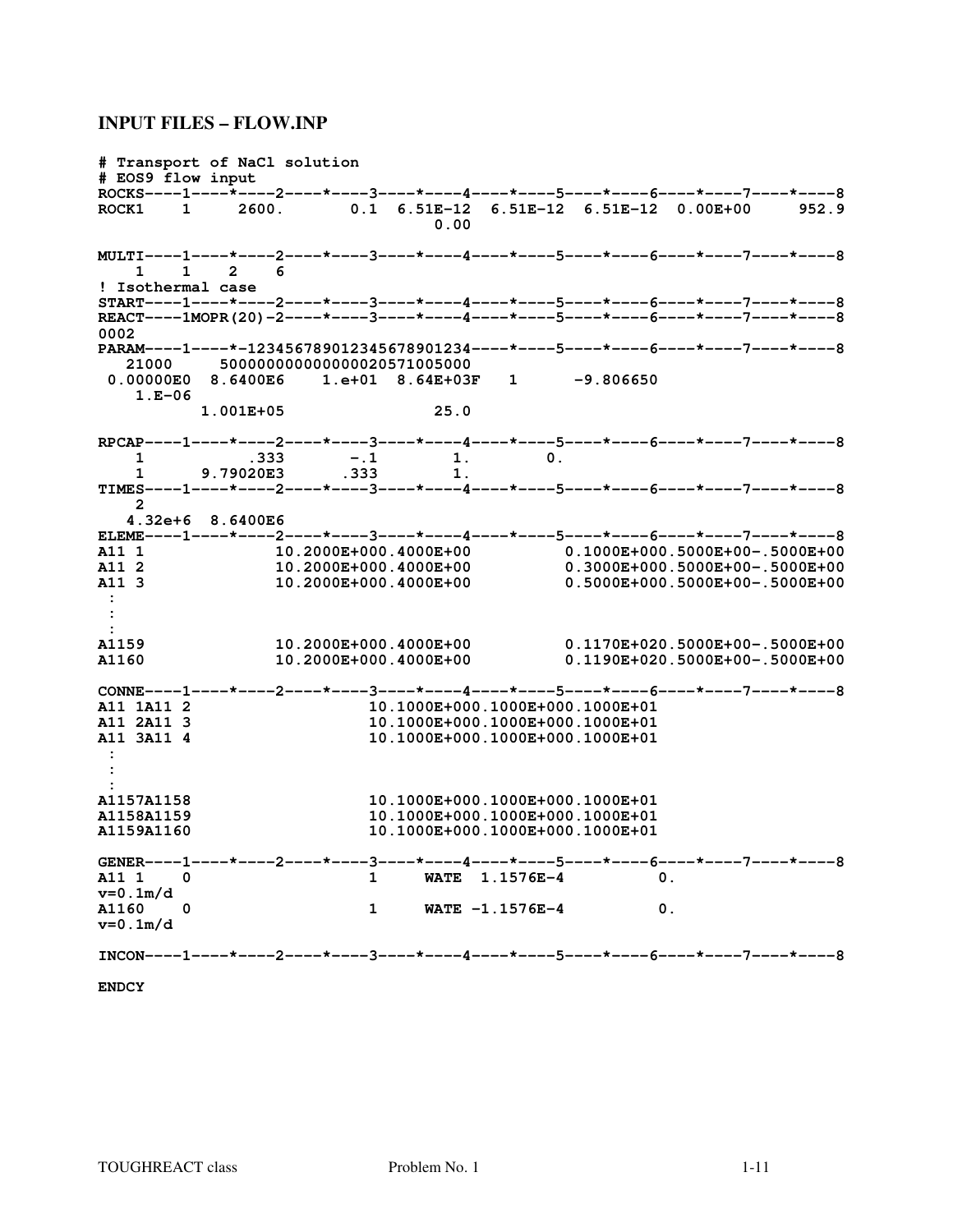## INPUT FILES – FLOW.INP

```
# Transport of NaCl solution
# EOS9 flow input
ROCKS----1----*----2----*----3----*----4----*----5----*----6----*----7----*----8
ROCK1    1     2600.       0.1  6.51E-12  6.51E-12  6.51E-12  0.00E+00     952.9
                                 0.00

MULTI----1----*----2----*----3----*----4----*----5----*----6----*----7----*----8
    1    1    2    6
! Isothermal case
START----1----*----2----*----3----*----4----*----5----*----6----*----7----*----8
REACT----1MOPR(20)-2----*----3----*----4----*----5----*----6----*----7----*----8
0002
PARAM----1----*-123456789012345678901234----*----5----*----6----*----7----*----8
   21000     5000000000000000020571005000
 0.00000E0  8.6400E6    1.e+01  8.64E+03F   1      -9.806650
    1.E-06
          1.001E+05                25.0

RPCAP----1----*----2----*----3----*----4----*----5----*----6----*----7----*----8
    1           .333       -.1        1.        0.
    1      9.79020E3      .333        1.
TIMES----1----*----2----*----3----*----4----*----5----*----6----*----7----*----8
    2
   4.32e+6  8.6400E6
ELEME----1----*----2----*----3----*----4----*----5----*----6----*----7----*----8
A11 1               10.2000E+000.4000E+00          0.1000E+000.5000E+00-.5000E+00
A11 2               10.2000E+000.4000E+00          0.3000E+000.5000E+00-.5000E+00
A11 3               10.2000E+000.4000E+00          0.5000E+000.5000E+00-.5000E+00
 :
 :
 :
A1159               10.2000E+000.4000E+00          0.1170E+020.5000E+00-.5000E+00
A1160               10.2000E+000.4000E+00          0.1190E+020.5000E+00-.5000E+00

CONNE----1----*----2----*----3----*----4----*----5----*----6----*----7----*----8
A11 1A11 2                    10.1000E+000.1000E+000.1000E+01
A11 2A11 3                    10.1000E+000.1000E+000.1000E+01
A11 3A11 4                    10.1000E+000.1000E+000.1000E+01
 :
 :
 :
A1157A1158                    10.1000E+000.1000E+000.1000E+01
A1158A1159                    10.1000E+000.1000E+000.1000E+01
A1159A1160                    10.1000E+000.1000E+000.1000E+01

GENER----1----*----2----*----3----*----4----*----5----*----6----*----7----*----8
A11 1    0                    1     WATE  1.1576E-4          0.
v=0.1m/d
A1160    0                    1     WATE -1.1576E-4          0.
v=0.1m/d

INCON----1----*----2----*----3----*----4----*----5----*----6----*----7----*----8

ENDCY
```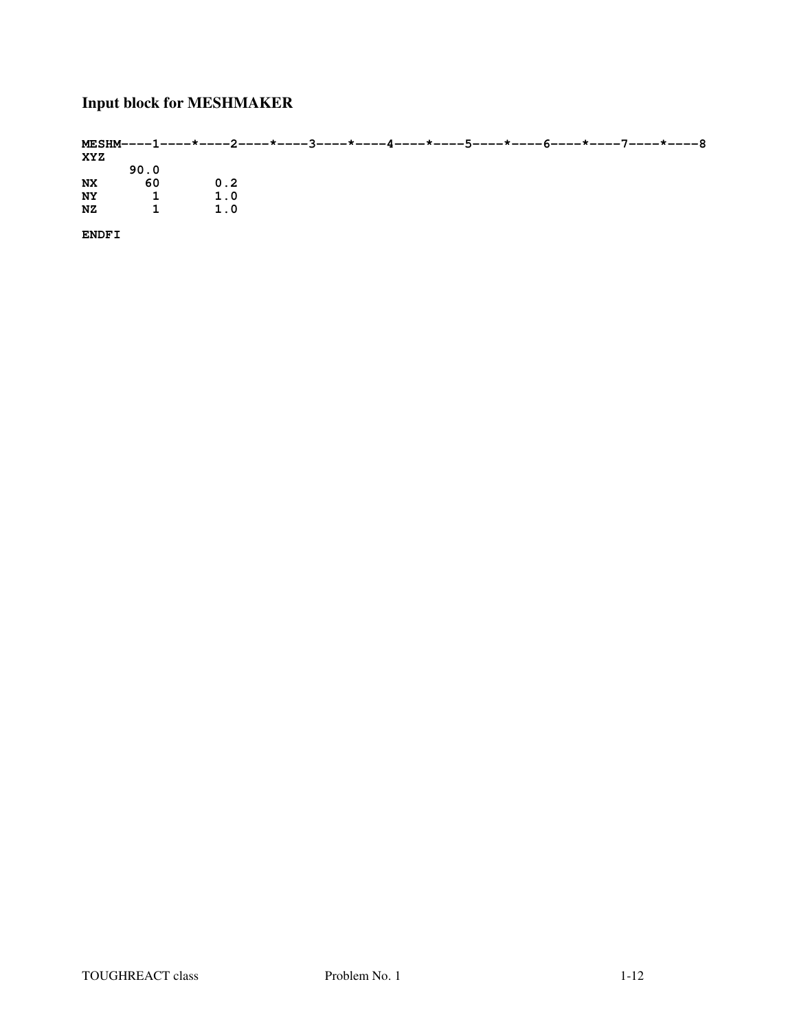## Input block for MESHMAKER

```
MESHM----1----*----2----*----3----*----4----*----5----*----6----*----7----*----8
XYZ
      90.0
NX      60       0.2
NY       1       1.0
NZ       1       1.0

ENDFI
```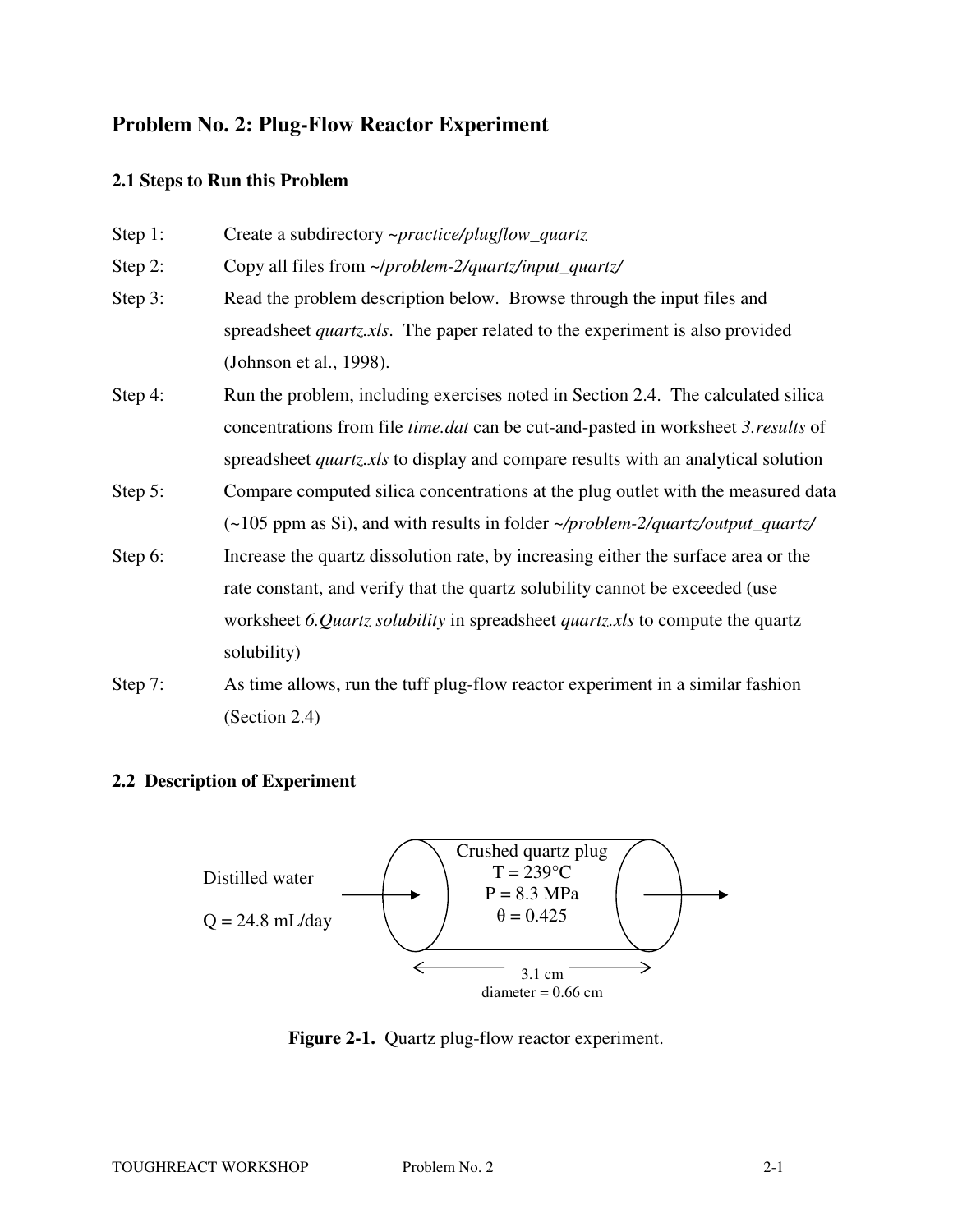# Problem No. 2: Plug-Flow Reactor Experiment

## 2.1 Steps to Run this Problem

Step 1: Create a subdirectory *~practice/plugflow_quartz*

Step 2: Copy all files from *~/problem-2/quartz/input_quartz/*

Step 3: Read the problem description below. Browse through the input files and spreadsheet *quartz.xls*. The paper related to the experiment is also provided (Johnson et al., 1998).

Step 4: Run the problem, including exercises noted in Section 2.4. The calculated silica concentrations from file *time.dat* can be cut-and-pasted in worksheet *3.results* of spreadsheet *quartz.xls* to display and compare results with an analytical solution

Step 5: Compare computed silica concentrations at the plug outlet with the measured data (~105 ppm as Si), and with results in folder *~/problem-2/quartz/output_quartz/*

Step 6: Increase the quartz dissolution rate, by increasing either the surface area or the rate constant, and verify that the quartz solubility cannot be exceeded (use worksheet *6.Quartz solubility* in spreadsheet *quartz.xls* to compute the quartz solubility)

Step 7: As time allows, run the tuff plug-flow reactor experiment in a similar fashion (Section 2.4)

## 2.2 Description of Experiment

Distilled water

Q = 24.8 mL/day

Crushed quartz plug
T = 239°C
P = 8.3 MPa
$\theta = 0.425$

3.1 cm
diameter = 0.66 cm

**Figure 2-1.** Quartz plug-flow reactor experiment.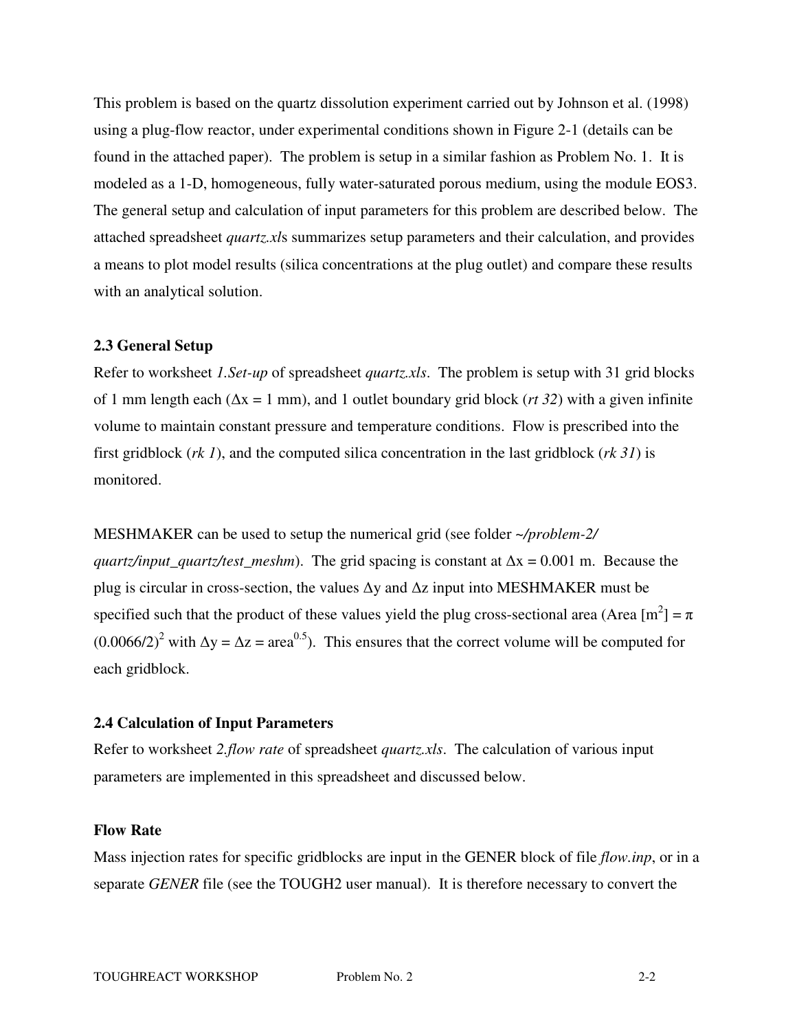This problem is based on the quartz dissolution experiment carried out by Johnson et al. (1998) using a plug-flow reactor, under experimental conditions shown in Figure 2-1 (details can be found in the attached paper). The problem is setup in a similar fashion as Problem No. 1. It is modeled as a 1-D, homogeneous, fully water-saturated porous medium, using the module EOS3. The general setup and calculation of input parameters for this problem are described below. The attached spreadsheet *quartz.xl*s summarizes setup parameters and their calculation, and provides a means to plot model results (silica concentrations at the plug outlet) and compare these results with an analytical solution.

### 2.3 General Setup

Refer to worksheet *1.Set-up* of spreadsheet *quartz.xls*. The problem is setup with 31 grid blocks of 1 mm length each ($\Delta x = 1$ mm), and 1 outlet boundary grid block (*rt 32*) with a given infinite volume to maintain constant pressure and temperature conditions. Flow is prescribed into the first gridblock (*rk 1*), and the computed silica concentration in the last gridblock (*rk 31*) is monitored.

MESHMAKER can be used to setup the numerical grid (see folder *~/problem-2/ quartz/input_quartz/test_meshm*). The grid spacing is constant at $\Delta x = 0.001$ m. Because the plug is circular in cross-section, the values $\Delta y$ and $\Delta z$ input into MESHMAKER must be specified such that the product of these values yield the plug cross-sectional area (Area [$m^2$] = $\pi\ (0.0066/2)^2$ with $\Delta y = \Delta z = \text{area}^{0.5}$). This ensures that the correct volume will be computed for each gridblock.

### 2.4 Calculation of Input Parameters

Refer to worksheet *2.flow rate* of spreadsheet *quartz.xls*. The calculation of various input parameters are implemented in this spreadsheet and discussed below.

**Flow Rate**

Mass injection rates for specific gridblocks are input in the GENER block of file *flow.inp*, or in a separate *GENER* file (see the TOUGH2 user manual). It is therefore necessary to convert the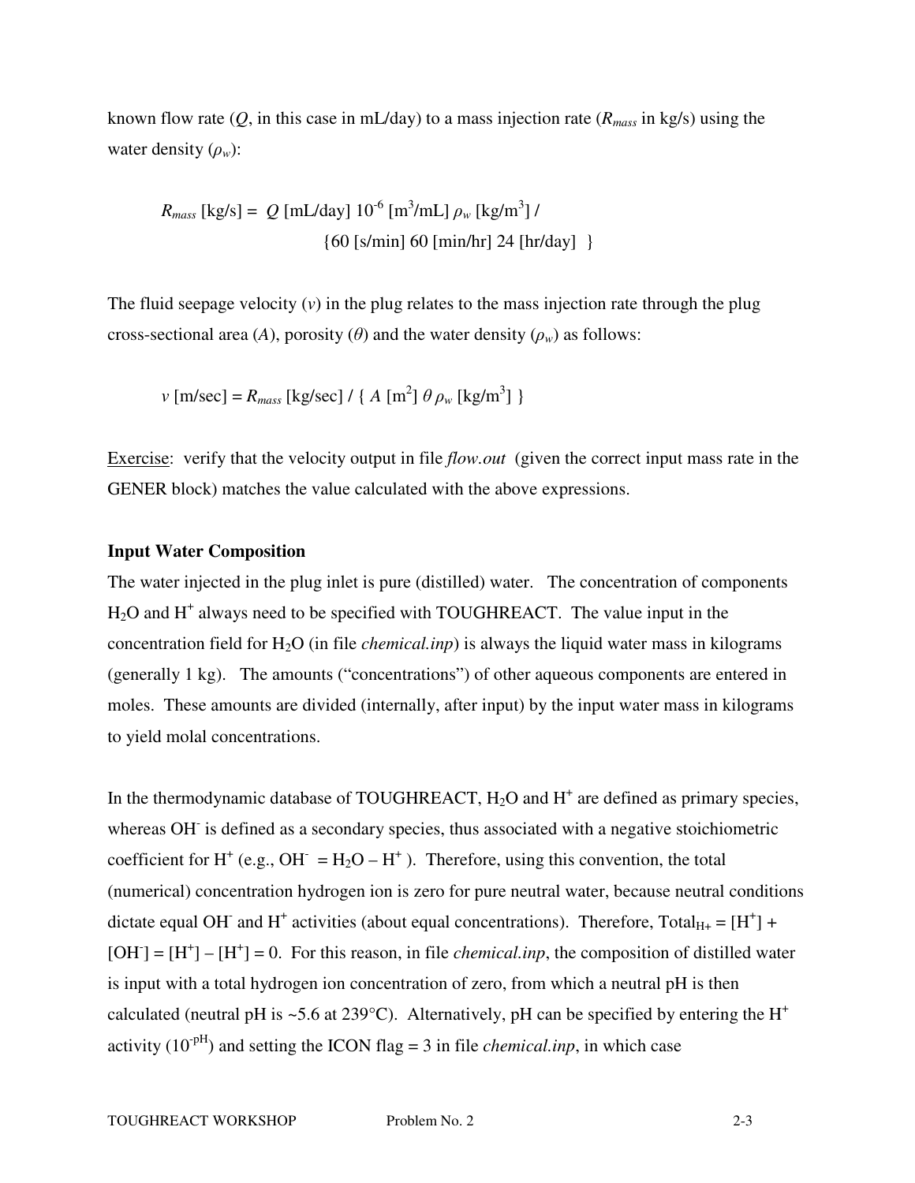known flow rate ($Q$, in this case in mL/day) to a mass injection rate ($R_{mass}$ in kg/s) using the water density ($\rho_w$):

$$R_{mass}\ [\text{kg/s}] = Q\ [\text{mL/day}]\ 10^{-6}\ [\text{m}^3/\text{mL}]\ \rho_w\ [\text{kg/m}^3]\ / \{60\ [\text{s/min}]\ 60\ [\text{min/hr}]\ 24\ [\text{hr/day}]\ \}$$

The fluid seepage velocity ($v$) in the plug relates to the mass injection rate through the plug cross-sectional area ($A$), porosity ($\theta$) and the water density ($\rho_w$) as follows:

$$v\ [\text{m/sec}] = R_{mass}\ [\text{kg/sec}]\ /\ \{\ A\ [\text{m}^2]\ \theta\ \rho_w\ [\text{kg/m}^3]\ \}$$

Exercise: verify that the velocity output in file *flow.out* (given the correct input mass rate in the GENER block) matches the value calculated with the above expressions.

**Input Water Composition**

The water injected in the plug inlet is pure (distilled) water. The concentration of components $H_2O$ and $H^+$ always need to be specified with TOUGHREACT. The value input in the concentration field for $H_2O$ (in file *chemical.inp*) is always the liquid water mass in kilograms (generally 1 kg). The amounts ("concentrations") of other aqueous components are entered in moles. These amounts are divided (internally, after input) by the input water mass in kilograms to yield molal concentrations.

In the thermodynamic database of TOUGHREACT, $H_2O$ and $H^+$ are defined as primary species, whereas $OH^-$ is defined as a secondary species, thus associated with a negative stoichiometric coefficient for $H^+$ (e.g., $OH^- = H_2O - H^+$ ). Therefore, using this convention, the total (numerical) concentration hydrogen ion is zero for pure neutral water, because neutral conditions dictate equal $OH^-$ and $H^+$ activities (about equal concentrations). Therefore, $\text{Total}_{H+} = [H^+] + [OH^-] = [H^+] - [H^+] = 0$. For this reason, in file *chemical.inp*, the composition of distilled water is input with a total hydrogen ion concentration of zero, from which a neutral pH is then calculated (neutral pH is ~5.6 at 239°C). Alternatively, pH can be specified by entering the $H^+$ activity ($10^{-pH}$) and setting the ICON flag = 3 in file *chemical.inp*, in which case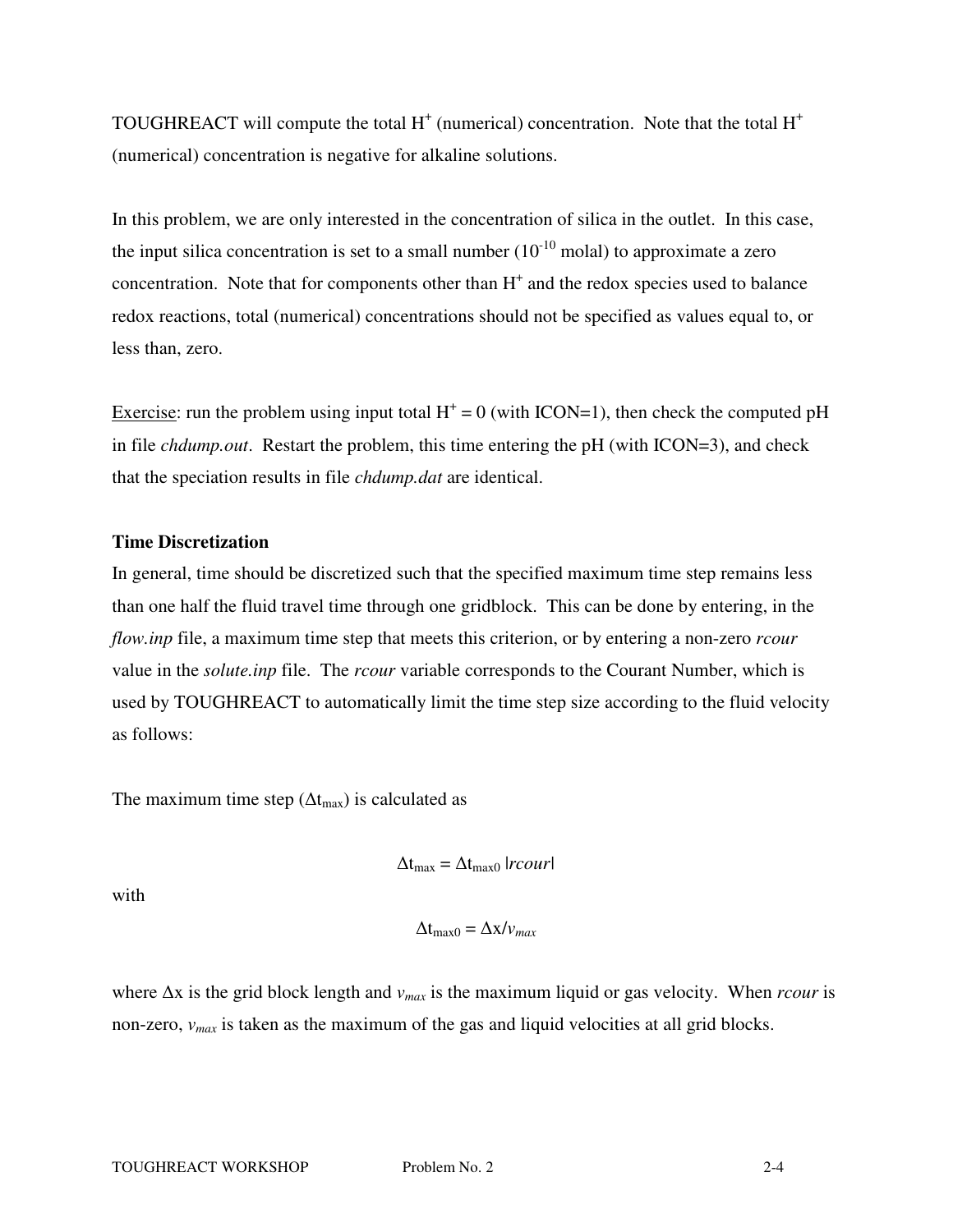TOUGHREACT will compute the total $H^+$ (numerical) concentration. Note that the total $H^+$ (numerical) concentration is negative for alkaline solutions.

In this problem, we are only interested in the concentration of silica in the outlet. In this case, the input silica concentration is set to a small number ($10^{-10}$ molal) to approximate a zero concentration. Note that for components other than $H^+$ and the redox species used to balance redox reactions, total (numerical) concentrations should not be specified as values equal to, or less than, zero.

<u>Exercise</u>: run the problem using input total $H^+ = 0$ (with ICON=1), then check the computed pH in file *chdump.out*. Restart the problem, this time entering the pH (with ICON=3), and check that the speciation results in file *chdump.dat* are identical.

**Time Discretization**

In general, time should be discretized such that the specified maximum time step remains less than one half the fluid travel time through one gridblock. This can be done by entering, in the *flow.inp* file, a maximum time step that meets this criterion, or by entering a non-zero *rcour* value in the *solute.inp* file. The *rcour* variable corresponds to the Courant Number, which is used by TOUGHREACT to automatically limit the time step size according to the fluid velocity as follows:

The maximum time step ($\Delta t_{max}$) is calculated as

$$\Delta t_{max} = \Delta t_{max0} \, |rcour|$$

with

$$\Delta t_{max0} = \Delta x / v_{max}$$

where $\Delta x$ is the grid block length and $v_{max}$ is the maximum liquid or gas velocity. When *rcour* is non-zero, $v_{max}$ is taken as the maximum of the gas and liquid velocities at all grid blocks.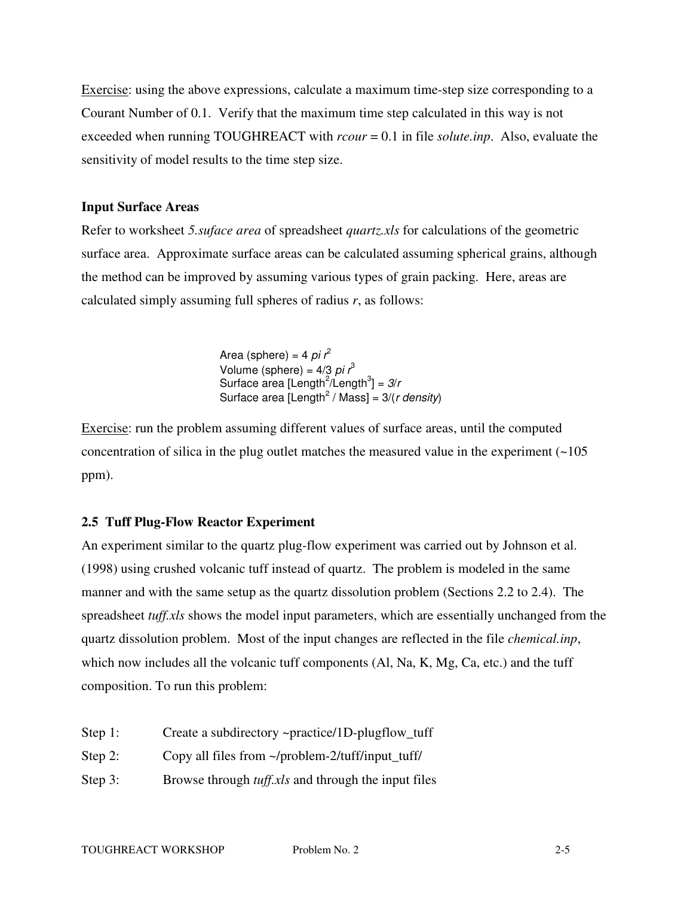Exercise: using the above expressions, calculate a maximum time-step size corresponding to a Courant Number of 0.1. Verify that the maximum time step calculated in this way is not exceeded when running TOUGHREACT with *rcour* = 0.1 in file *solute.inp*. Also, evaluate the sensitivity of model results to the time step size.

**Input Surface Areas**

Refer to worksheet *5.suface area* of spreadsheet *quartz.xls* for calculations of the geometric surface area. Approximate surface areas can be calculated assuming spherical grains, although the method can be improved by assuming various types of grain packing. Here, areas are calculated simply assuming full spheres of radius *r*, as follows:

Area (sphere) = $4 \pi r^2$
Volume (sphere) = $4/3 \pi r^3$
Surface area [$Length^2/Length^3$] = $3/r$
Surface area [$Length^2$ / Mass] = $3/(r \cdot density)$

Exercise: run the problem assuming different values of surface areas, until the computed concentration of silica in the plug outlet matches the measured value in the experiment (~105 ppm).

**2.5 Tuff Plug-Flow Reactor Experiment**

An experiment similar to the quartz plug-flow experiment was carried out by Johnson et al. (1998) using crushed volcanic tuff instead of quartz. The problem is modeled in the same manner and with the same setup as the quartz dissolution problem (Sections 2.2 to 2.4). The spreadsheet *tuff.xls* shows the model input parameters, which are essentially unchanged from the quartz dissolution problem. Most of the input changes are reflected in the file *chemical.inp*, which now includes all the volcanic tuff components (Al, Na, K, Mg, Ca, etc.) and the tuff composition. To run this problem:

Step 1: Create a subdirectory ~practice/1D-plugflow_tuff

Step 2: Copy all files from ~/problem-2/tuff/input_tuff/

Step 3: Browse through *tuff.xls* and through the input files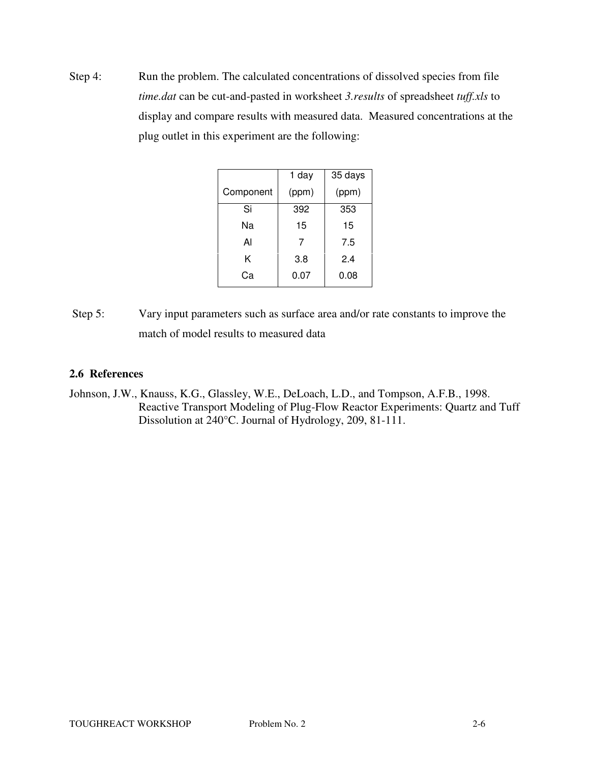Step 4: Run the problem. The calculated concentrations of dissolved species from file *time.dat* can be cut-and-pasted in worksheet *3.results* of spreadsheet *tuff.xls* to display and compare results with measured data. Measured concentrations at the plug outlet in this experiment are the following:

| Component | 1 day (ppm) | 35 days (ppm) |
|---|---|---|
| Si | 392 | 353 |
| Na | 15 | 15 |
| Al | 7 | 7.5 |
| K | 3.8 | 2.4 |
| Ca | 0.07 | 0.08 |

Step 5: Vary input parameters such as surface area and/or rate constants to improve the match of model results to measured data

## 2.6 References

Johnson, J.W., Knauss, K.G., Glassley, W.E., DeLoach, L.D., and Tompson, A.F.B., 1998. Reactive Transport Modeling of Plug-Flow Reactor Experiments: Quartz and Tuff Dissolution at 240°C. Journal of Hydrology, 209, 81-111.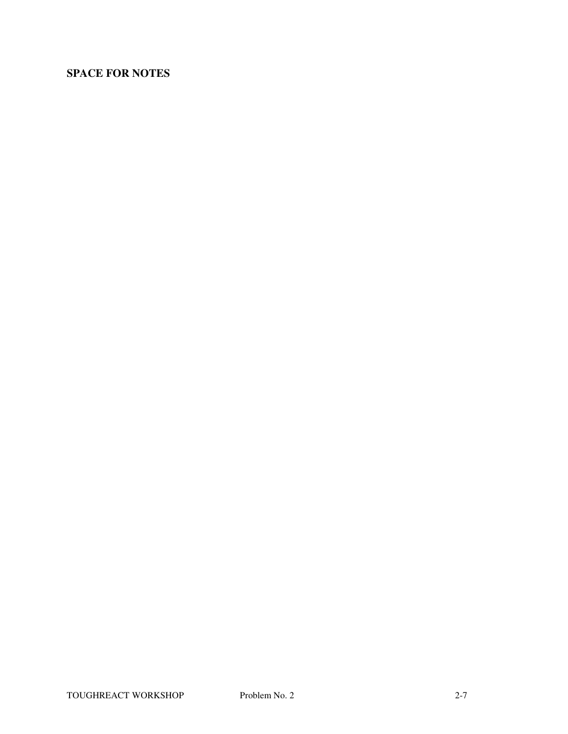**SPACE FOR NOTES**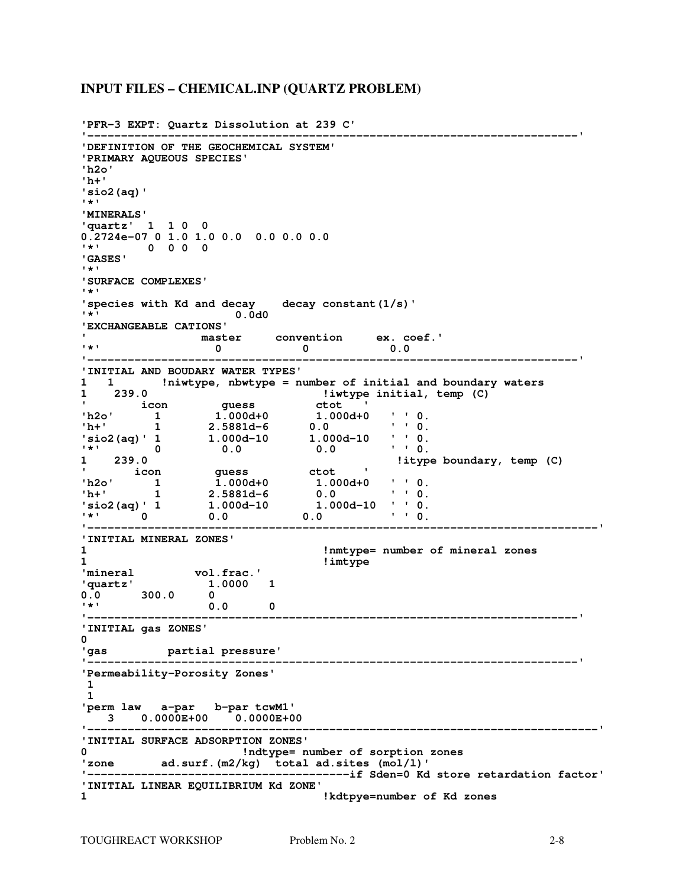## INPUT FILES – CHEMICAL.INP (QUARTZ PROBLEM)

```
'PFR-3 EXPT: Quartz Dissolution at 239 C'
'------------------------------------------------------------------------'
'DEFINITION OF THE GEOCHEMICAL SYSTEM'
'PRIMARY AQUEOUS SPECIES'
'h2o'
'h+'
'sio2(aq)'
'*'
'MINERALS'
'quartz'  1  1 0  0
0.2724e-07 0 1.0 1.0 0.0  0.0 0.0 0.0
'*'      0  0 0  0
'GASES'
'*'
'SURFACE COMPLEXES'
'*'
'species with Kd and decay    decay constant(1/s)'
'*'                   0.0d0
'EXCHANGEABLE CATIONS'
'                 master     convention     ex. coef.'
'*'                0            0             0.0
'------------------------------------------------------------------------'
'INITIAL AND BOUDARY WATER TYPES'
1   1       !niwtype, nbwtype = number of initial and boundary waters
1    239.0                          !iwtype initial, temp (C)
'        icon        guess         ctot    '
'h2o'      1        1.000d+0       1.000d+0    ' ' 0.
'h+'       1       2.5881d-6      0.0          ' ' 0.
'sio2(aq)' 1       1.000d-10      1.000d-10    ' ' 0.
'*'        0         0.0           0.0         ' ' 0.
1    239.0                                      !itype boundary, temp (C)
'       icon        guess         ctot    '
'h2o'      1        1.000d+0       1.000d+0    ' ' 0.
'h+'       1       2.5881d-6      0.0          ' ' 0.
'sio2(aq)' 1       1.000d-10      1.000d-10   ' ' 0.
'*'      0         0.0           0.0           ' ' 0.
'---------------------------------------------------------------------------'
'INITIAL MINERAL ZONES'
1                               !nmtype= number of mineral zones
1                               !imtype
'mineral         vol.frac.'
'quartz'           1.0000   1
0.0      300.0     0
'*'                0.0      0
'------------------------------------------------------------------------'
'INITIAL gas ZONES'
0
'gas          partial pressure'
'------------------------------------------------------------------------'
'Permeability-Porosity Zones'
 1
 1
'perm law   a-par   b-par tcwM1'
    3    0.0000E+00    0.0000E+00
'---------------------------------------------------------------------------'
'INITIAL SURFACE ADSORPTION ZONES'
0                       !ndtype= number of sorption zones
'zone       ad.surf.(m2/kg)  total ad.sites (mol/l)'
'---------------------------------------if Sden=0 Kd store retardation factor'
'INITIAL LINEAR EQUILIBRIUM Kd ZONE'
1                               !kdtpye=number of Kd zones
```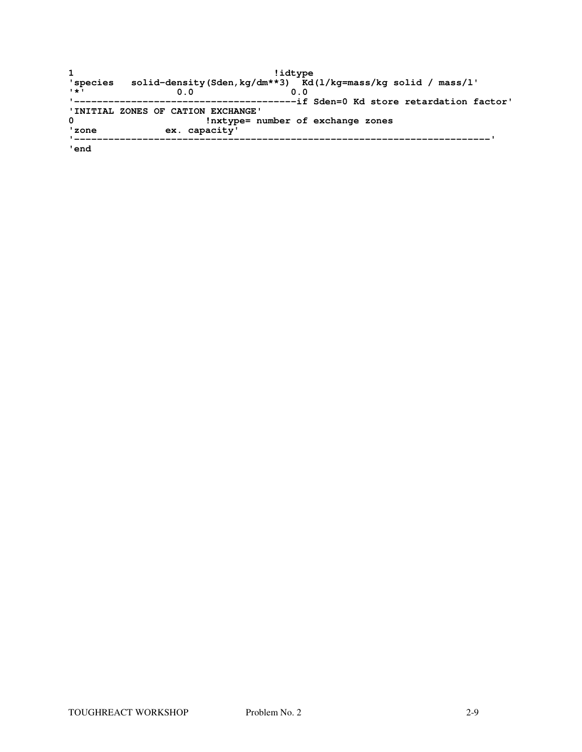```
1                                        !idtype
'species   solid-density(Sden,kg/dm**3)  Kd(l/kg=mass/kg solid / mass/l'
'*'               0.0                   0.0
'----------------------------------------if Sden=0 Kd store retardation factor'
'INITIAL ZONES OF CATION EXCHANGE'
0                         !nxtype= number of exchange zones
'zone            ex. capacity'
'---------------------------------------------------------------------------'
'end
```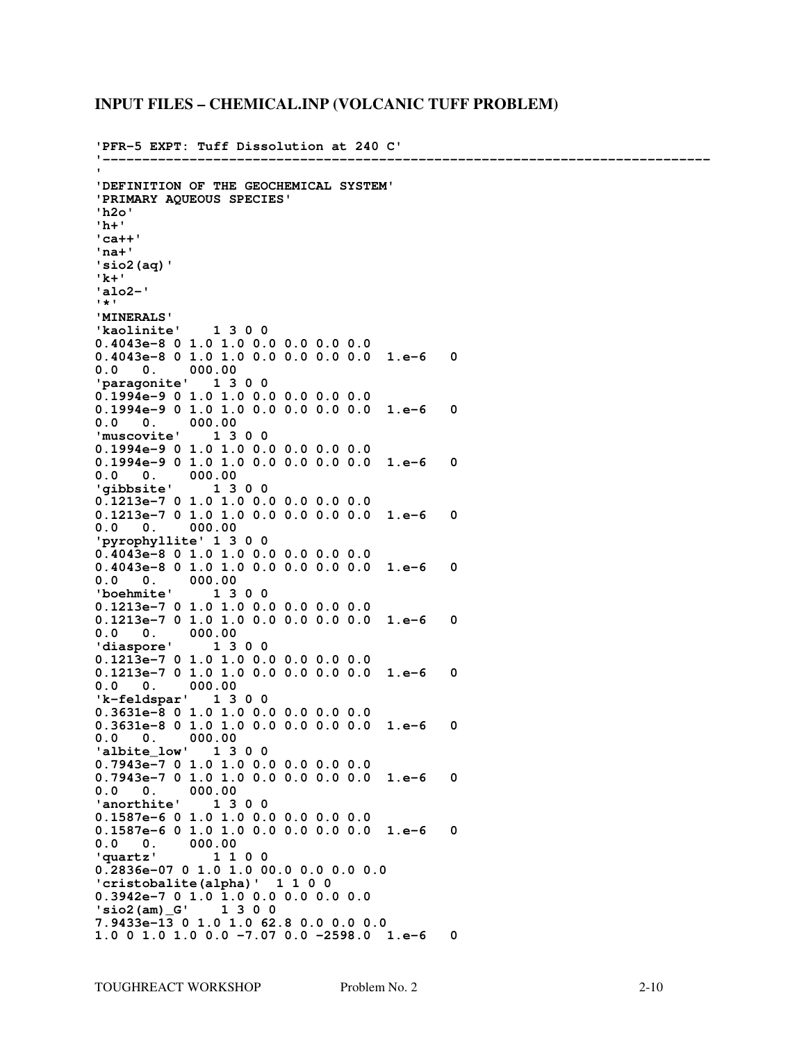## INPUT FILES – CHEMICAL.INP (VOLCANIC TUFF PROBLEM)

```
'PFR-5 EXPT: Tuff Dissolution at 240 C'
'-----------------------------------------------------------------------------
'
'DEFINITION OF THE GEOCHEMICAL SYSTEM'
'PRIMARY AQUEOUS SPECIES'
'h2o'
'h+'
'ca++'
'na+'
'sio2(aq)'
'k+'
'alo2-'
'*'
'MINERALS'
'kaolinite'    1 3 0 0
0.4043e-8 0 1.0 1.0 0.0 0.0 0.0 0.0
0.4043e-8 0 1.0 1.0 0.0 0.0 0.0 0.0  1.e-6   0
0.0   0.    000.00
'paragonite'   1 3 0 0
0.1994e-9 0 1.0 1.0 0.0 0.0 0.0 0.0
0.1994e-9 0 1.0 1.0 0.0 0.0 0.0 0.0  1.e-6   0
0.0   0.    000.00
'muscovite'    1 3 0 0
0.1994e-9 0 1.0 1.0 0.0 0.0 0.0 0.0
0.1994e-9 0 1.0 1.0 0.0 0.0 0.0 0.0  1.e-6   0
0.0   0.    000.00
'gibbsite'     1 3 0 0
0.1213e-7 0 1.0 1.0 0.0 0.0 0.0 0.0
0.1213e-7 0 1.0 1.0 0.0 0.0 0.0 0.0  1.e-6   0
0.0   0.    000.00
'pyrophyllite' 1 3 0 0
0.4043e-8 0 1.0 1.0 0.0 0.0 0.0 0.0
0.4043e-8 0 1.0 1.0 0.0 0.0 0.0 0.0  1.e-6   0
0.0   0.    000.00
'boehmite'     1 3 0 0
0.1213e-7 0 1.0 1.0 0.0 0.0 0.0 0.0
0.1213e-7 0 1.0 1.0 0.0 0.0 0.0 0.0  1.e-6   0
0.0   0.    000.00
'diaspore'     1 3 0 0
0.1213e-7 0 1.0 1.0 0.0 0.0 0.0 0.0
0.1213e-7 0 1.0 1.0 0.0 0.0 0.0 0.0  1.e-6   0
0.0   0.    000.00
'k-feldspar'   1 3 0 0
0.3631e-8 0 1.0 1.0 0.0 0.0 0.0 0.0
0.3631e-8 0 1.0 1.0 0.0 0.0 0.0 0.0  1.e-6   0
0.0   0.    000.00
'albite_low'   1 3 0 0
0.7943e-7 0 1.0 1.0 0.0 0.0 0.0 0.0
0.7943e-7 0 1.0 1.0 0.0 0.0 0.0 0.0  1.e-6   0
0.0   0.    000.00
'anorthite'    1 3 0 0
0.1587e-6 0 1.0 1.0 0.0 0.0 0.0 0.0
0.1587e-6 0 1.0 1.0 0.0 0.0 0.0 0.0  1.e-6   0
0.0   0.    000.00
'quartz'       1 1 0 0
0.2836e-07 0 1.0 1.0 00.0 0.0 0.0 0.0
'cristobalite(alpha)'  1 1 0 0
0.3942e-7 0 1.0 1.0 0.0 0.0 0.0 0.0
'sio2(am)_G'    1 3 0 0
7.9433e-13 0 1.0 1.0 62.8 0.0 0.0 0.0
1.0 0 1.0 1.0 0.0 -7.07 0.0 -2598.0  1.e-6   0
```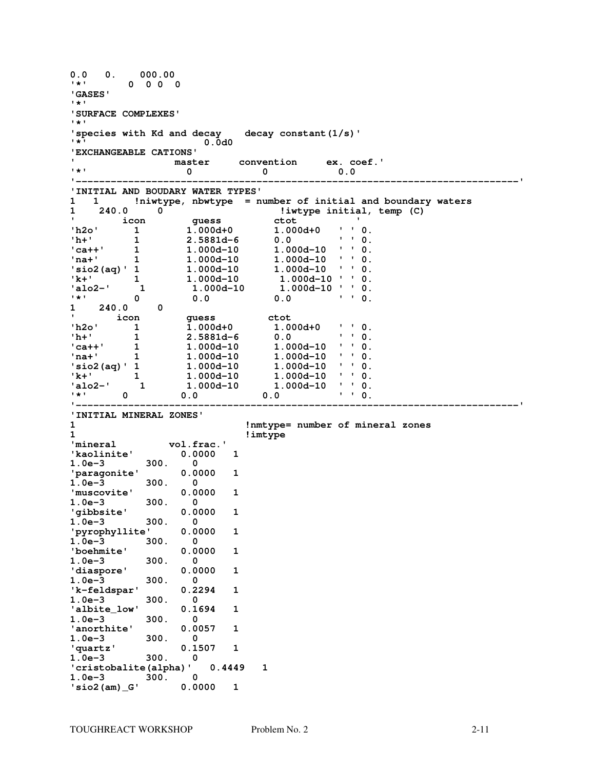```
0.0   0.    000.00
'*'       0  0 0  0
'GASES'
'*'
'SURFACE COMPLEXES'
'*'
'species with Kd and decay    decay constant(1/s)'
'*'                   0.0d0
'EXCHANGEABLE CATIONS'
'                master     convention     ex. coef.'
'*'              0            0             0.0
'---------------------------------------------------------------------------'
'INITIAL AND BOUDARY WATER TYPES'
1   1      !niwtype, nbwtype  = number of initial and boundary waters
1    240.0     0                    !iwtype initial, temp (C)
'        icon        guess         ctot          '
'h2o'      1        1.000d+0       1.000d+0   ' ' 0.
'h+'       1        2.5881d-6      0.0        ' ' 0.
'ca++'     1        1.000d-10      1.000d-10  ' ' 0.
'na+'      1        1.000d-10      1.000d-10  ' ' 0.
'sio2(aq)' 1        1.000d-10      1.000d-10  ' ' 0.
'k+'       1        1.000d-10       1.000d-10 ' ' 0.
'alo2-'     1        1.000d-10      1.000d-10 ' ' 0.
'*'      0          0.0           0.0         ' ' 0.
1    240.0     0
'       icon        guess         ctot
'h2o'      1        1.000d+0       1.000d+0   ' ' 0.
'h+'       1        2.5881d-6      0.0        ' ' 0.
'ca++'     1        1.000d-10      1.000d-10  ' ' 0.
'na+'      1        1.000d-10      1.000d-10  ' ' 0.
'sio2(aq)' 1        1.000d-10      1.000d-10  ' ' 0.
'k+'       1        1.000d-10      1.000d-10  ' ' 0.
'alo2-'     1       1.000d-10      1.000d-10  ' ' 0.
'*'     0        0.0           0.0          ' ' 0.
'---------------------------------------------------------------------------'
'INITIAL MINERAL ZONES'
1                             !nmtype= number of mineral zones
1                             !imtype
'mineral         vol.frac.'
'kaolinite'        0.0000   1
1.0e-3       300.    0
'paragonite'       0.0000   1
1.0e-3       300.    0
'muscovite'        0.0000   1
1.0e-3       300.    0
'gibbsite'         0.0000   1
1.0e-3       300.    0
'pyrophyllite'     0.0000   1
1.0e-3       300.    0
'boehmite'         0.0000   1
1.0e-3       300.    0
'diaspore'         0.0000   1
1.0e-3       300.    0
'k-feldspar'       0.2294   1
1.0e-3       300.    0
'albite_low'       0.1694   1
1.0e-3       300.    0
'anorthite'        0.0057   1
1.0e-3       300.    0
'quartz'           0.1507   1
1.0e-3       300.    0
'cristobalite(alpha)'   0.4449   1
1.0e-3       300.    0
'sio2(am)_G'       0.0000   1
```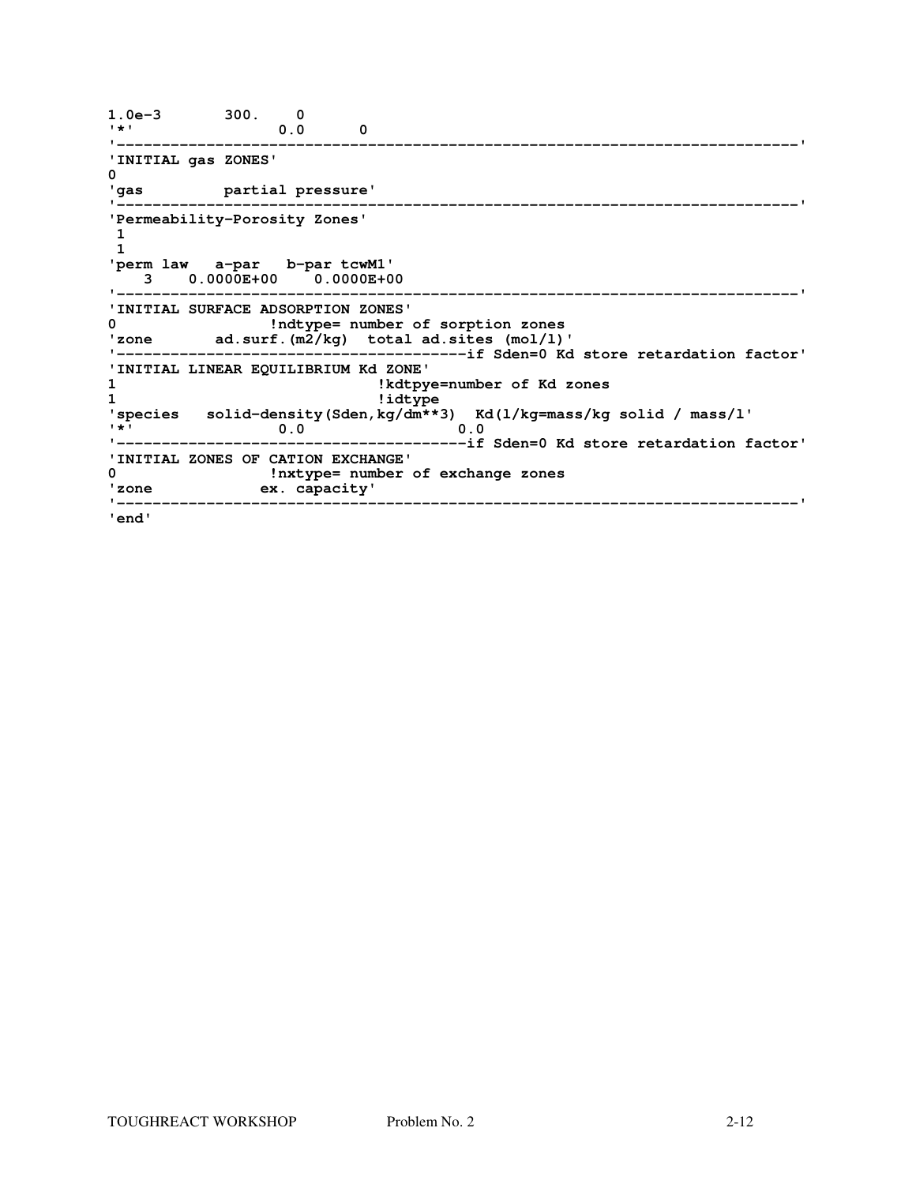```
1.0e-3       300.    0
'*'               0.0      0
'----------------------------------------------------------------------------'
'INITIAL gas ZONES'
0
'gas         partial pressure'
'----------------------------------------------------------------------------'
'Permeability-Porosity Zones'
 1
 1
'perm law   a-par   b-par tcwM1'
   3    0.0000E+00    0.0000E+00
'----------------------------------------------------------------------------'
'INITIAL SURFACE ADSORPTION ZONES'
0                 !ndtype= number of sorption zones
'zone       ad.surf.(m2/kg)  total ad.sites (mol/l)'
'----------------------------------------if Sden=0 Kd store retardation factor'
'INITIAL LINEAR EQUILIBRIUM Kd ZONE'
1                              !kdtpye=number of Kd zones
1                              !idtype
'species   solid-density(Sden,kg/dm**3)  Kd(l/kg=mass/kg solid / mass/l'
'*'               0.0                0.0
'----------------------------------------if Sden=0 Kd store retardation factor'
'INITIAL ZONES OF CATION EXCHANGE'
0                 !nxtype= number of exchange zones
'zone            ex. capacity'
'----------------------------------------------------------------------------'
'end'
```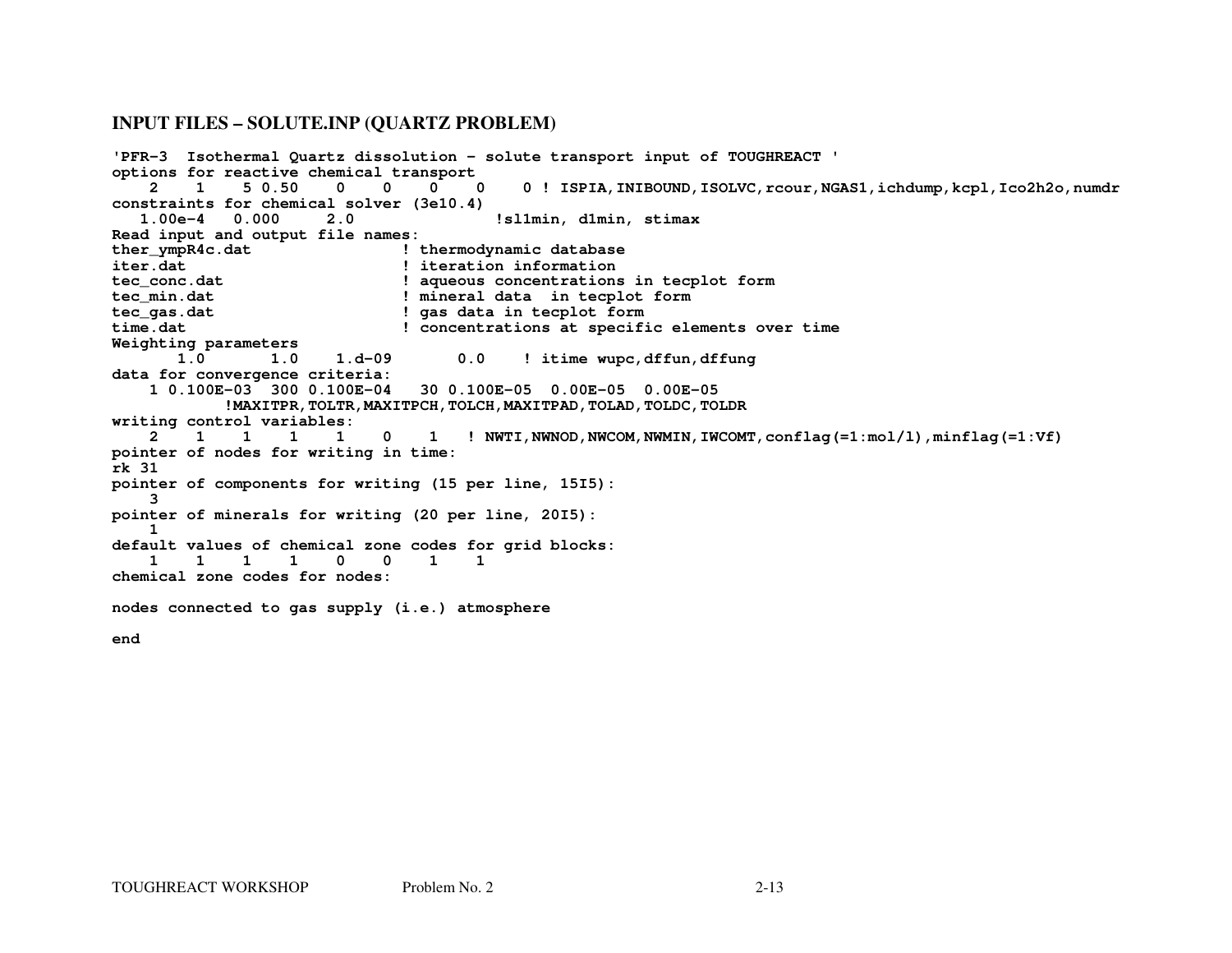### INPUT FILES – SOLUTE.INP (QUARTZ PROBLEM)

```
'PFR-3  Isothermal Quartz dissolution - solute transport input of TOUGHREACT '
options for reactive chemical transport
    2    1    5 0.50    0    0    0    0    0 ! ISPIA,INIBOUND,ISOLVC,rcour,NGAS1,ichdump,kcpl,Ico2h2o,numdr
constraints for chemical solver (3e10.4)
   1.00e-4   0.000     2.0              !sl1min, d1min, stimax
Read input and output file names:
ther_ympR4c.dat                ! thermodynamic database
iter.dat                       ! iteration information
tec_conc.dat                   ! aqueous concentrations in tecplot form
tec_min.dat                    ! mineral data  in tecplot form
tec_gas.dat                    ! gas data in tecplot form
time.dat                       ! concentrations at specific elements over time
Weighting parameters
       1.0       1.0    1.d-09       0.0    ! itime wupc,dffun,dffung
data for convergence criteria:
    1 0.100E-03  300 0.100E-04   30 0.100E-05  0.00E-05  0.00E-05
           !MAXITPR,TOLTR,MAXITPCH,TOLCH,MAXITPAD,TOLAD,TOLDC,TOLDR
writing control variables:
    2    1    1    1    1    0    1   ! NWTI,NWNOD,NWCOM,NWMIN,IWCOMT,conflag(=1:mol/l),minflag(=1:Vf)
pointer of nodes for writing in time:
rk 31
pointer of components for writing (15 per line, 15I5):
    3
pointer of minerals for writing (20 per line, 20I5):
    1
default values of chemical zone codes for grid blocks:
    1    1    1    1    0    0    1    1
chemical zone codes for nodes:

nodes connected to gas supply (i.e.) atmosphere

end
```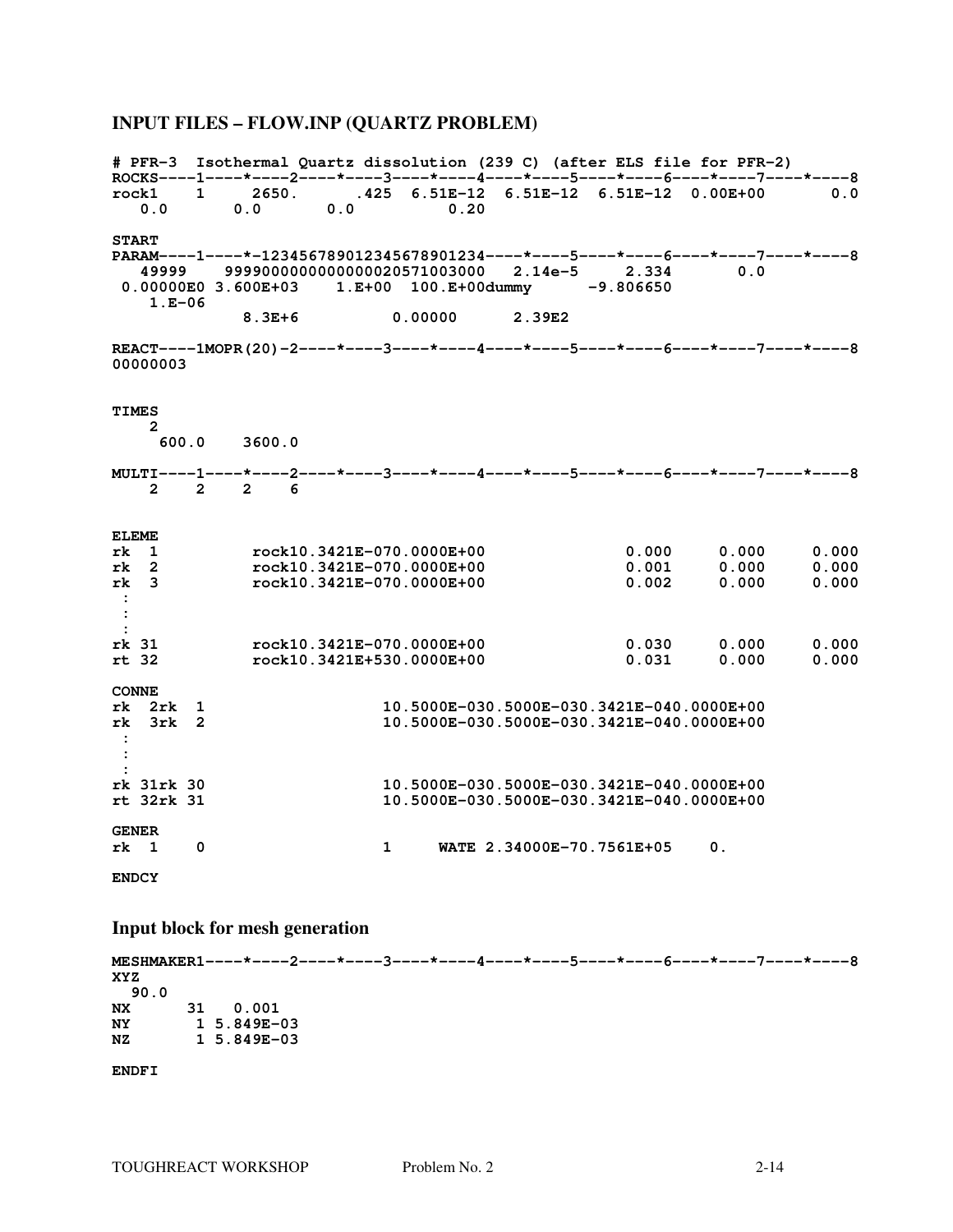## INPUT FILES – FLOW.INP (QUARTZ PROBLEM)

```
# PFR-3  Isothermal Quartz dissolution (239 C) (after ELS file for PFR-2)
ROCKS----1----*----2----*----3----*----4----*----5----*----6----*----7----*----8
rock1    1     2650.      .425  6.51E-12  6.51E-12  6.51E-12  0.00E+00       0.0
   0.0       0.0       0.0           0.20

START
PARAM----1----*-123456789012345678901234----*----5----*----6----*----7----*----8
   49999    9999000000000000020571003000   2.14e-5     2.334       0.0
 0.00000E0 3.600E+03    1.E+00  100.E+00dummy      -9.806650
    1.E-06
            8.3E+6          0.00000      2.39E2

REACT----1MOPR(20)-2----*----3----*----4----*----5----*----6----*----7----*----8
00000003


TIMES
    2
     600.0    3600.0

MULTI----1----*----2----*----3----*----4----*----5----*----6----*----7----*----8
    2    2    2    6


ELEME
rk  1          rock10.3421E-070.0000E+00                0.000     0.000     0.000
rk  2          rock10.3421E-070.0000E+00                0.001     0.000     0.000
rk  3          rock10.3421E-070.0000E+00                0.002     0.000     0.000
 :
 :
 :
rk 31          rock10.3421E-070.0000E+00                0.030     0.000     0.000
rt 32          rock10.3421E+530.0000E+00                0.031     0.000     0.000

CONNE
rk  2rk  1                    10.5000E-030.5000E-030.3421E-040.0000E+00
rk  3rk  2                    10.5000E-030.5000E-030.3421E-040.0000E+00
 :
 :
 :
rk 31rk 30                    10.5000E-030.5000E-030.3421E-040.0000E+00
rt 32rk 31                    10.5000E-030.5000E-030.3421E-040.0000E+00

GENER
rk  1    0                    1     WATE 2.34000E-70.7561E+05    0.

ENDCY
```

### Input block for mesh generation

```
MESHMAKER1----*----2----*----3----*----4----*----5----*----6----*----7----*----8
XYZ
  90.0
NX      31   0.001
NY       1 5.849E-03
NZ       1 5.849E-03

ENDFI
```